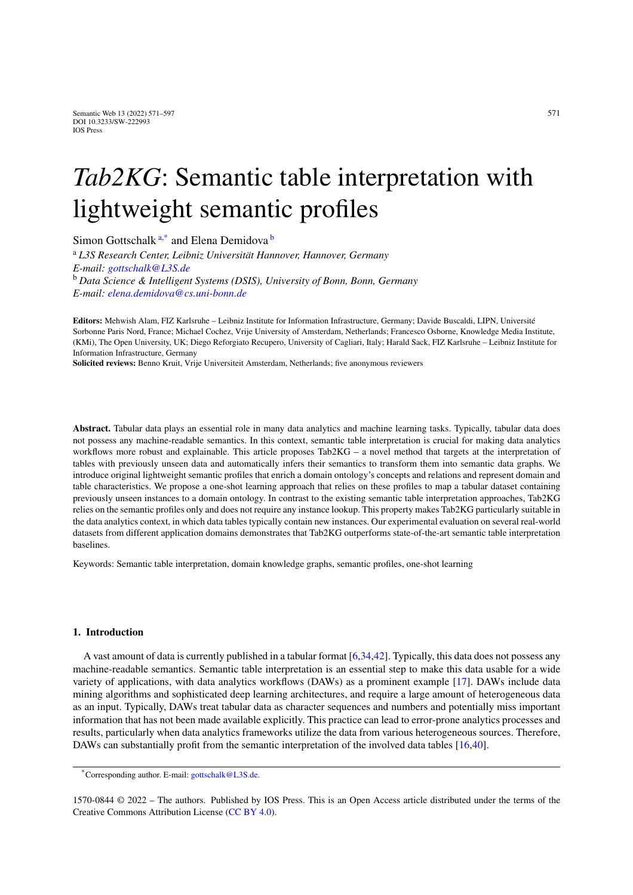# *Tab2KG*: Semantic table interpretation with lightweight semantic profiles

Simon Gottschalk [a,*] and Elena Demidova [b]

[a] *L3S Research Center, Leibniz Universität Hannover, Hannover, Germany*
*E-mail: gottschalk@L3S.de*
[b] *Data Science & Intelligent Systems (DSIS), University of Bonn, Bonn, Germany*
*E-mail: elena.demidova@cs.uni-bonn.de*

**Editors:** Mehwish Alam, FIZ Karlsruhe – Leibniz Institute for Information Infrastructure, Germany; Davide Buscaldi, LIPN, Université Sorbonne Paris Nord, France; Michael Cochez, Vrije University of Amsterdam, Netherlands; Francesco Osborne, Knowledge Media Institute, (KMi), The Open University, UK; Diego Reforgiato Recupero, University of Cagliari, Italy; Harald Sack, FIZ Karlsruhe – Leibniz Institute for Information Infrastructure, Germany
**Solicited reviews:** Benno Kruit, Vrije Universiteit Amsterdam, Netherlands; five anonymous reviewers

**Abstract.** Tabular data plays an essential role in many data analytics and machine learning tasks. Typically, tabular data does not possess any machine-readable semantics. In this context, semantic table interpretation is crucial for making data analytics workflows more robust and explainable. This article proposes Tab2KG – a novel method that targets at the interpretation of tables with previously unseen data and automatically infers their semantics to transform them into semantic data graphs. We introduce original lightweight semantic profiles that enrich a domain ontology's concepts and relations and represent domain and table characteristics. We propose a one-shot learning approach that relies on these profiles to map a tabular dataset containing previously unseen instances to a domain ontology. In contrast to the existing semantic table interpretation approaches, Tab2KG relies on the semantic profiles only and does not require any instance lookup. This property makes Tab2KG particularly suitable in the data analytics context, in which data tables typically contain new instances. Our experimental evaluation on several real-world datasets from different application domains demonstrates that Tab2KG outperforms state-of-the-art semantic table interpretation baselines.

Keywords: Semantic table interpretation, domain knowledge graphs, semantic profiles, one-shot learning

## 1. Introduction

A vast amount of data is currently published in a tabular format [6,34,42]. Typically, this data does not possess any machine-readable semantics. Semantic table interpretation is an essential step to make this data usable for a wide variety of applications, with data analytics workflows (DAWs) as a prominent example [17]. DAWs include data mining algorithms and sophisticated deep learning architectures, and require a large amount of heterogeneous data as an input. Typically, DAWs treat tabular data as character sequences and numbers and potentially miss important information that has not been made available explicitly. This practice can lead to error-prone analytics processes and results, particularly when data analytics frameworks utilize the data from various heterogeneous sources. Therefore, DAWs can substantially profit from the semantic interpretation of the involved data tables [16,40].

*Corresponding author. E-mail: gottschalk@L3S.de.

1570-0844 © 2022 – The authors. Published by IOS Press. This is an Open Access article distributed under the terms of the Creative Commons Attribution License (CC BY 4.0).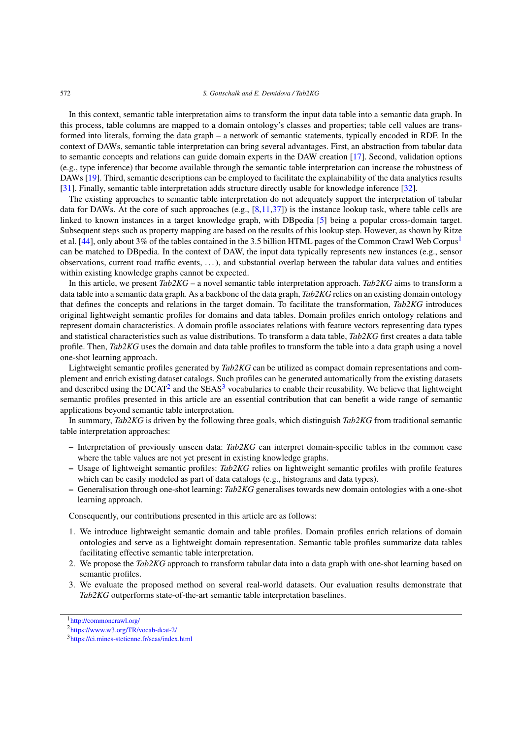In this context, semantic table interpretation aims to transform the input data table into a semantic data graph. In this process, table columns are mapped to a domain ontology's classes and properties; table cell values are transformed into literals, forming the data graph – a network of semantic statements, typically encoded in RDF. In the context of DAWs, semantic table interpretation can bring several advantages. First, an abstraction from tabular data to semantic concepts and relations can guide domain experts in the DAW creation [17]. Second, validation options (e.g., type inference) that become available through the semantic table interpretation can increase the robustness of DAWs [19]. Third, semantic descriptions can be employed to facilitate the explainability of the data analytics results [31]. Finally, semantic table interpretation adds structure directly usable for knowledge inference [32].

The existing approaches to semantic table interpretation do not adequately support the interpretation of tabular data for DAWs. At the core of such approaches (e.g., [8,11,37]) is the instance lookup task, where table cells are linked to known instances in a target knowledge graph, with DBpedia [5] being a popular cross-domain target. Subsequent steps such as property mapping are based on the results of this lookup step. However, as shown by Ritze et al. [44], only about 3% of the tables contained in the 3.5 billion HTML pages of the Common Crawl Web Corpus[1] can be matched to DBpedia. In the context of DAW, the input data typically represents new instances (e.g., sensor observations, current road traffic events, …), and substantial overlap between the tabular data values and entities within existing knowledge graphs cannot be expected.

In this article, we present *Tab2KG* – a novel semantic table interpretation approach. *Tab2KG* aims to transform a data table into a semantic data graph. As a backbone of the data graph, *Tab2KG* relies on an existing domain ontology that defines the concepts and relations in the target domain. To facilitate the transformation, *Tab2KG* introduces original lightweight semantic profiles for domains and data tables. Domain profiles enrich ontology relations and represent domain characteristics. A domain profile associates relations with feature vectors representing data types and statistical characteristics such as value distributions. To transform a data table, *Tab2KG* first creates a data table profile. Then, *Tab2KG* uses the domain and data table profiles to transform the table into a data graph using a novel one-shot learning approach.

Lightweight semantic profiles generated by *Tab2KG* can be utilized as compact domain representations and complement and enrich existing dataset catalogs. Such profiles can be generated automatically from the existing datasets and described using the DCAT[2] and the SEAS[3] vocabularies to enable their reusability. We believe that lightweight semantic profiles presented in this article are an essential contribution that can benefit a wide range of semantic applications beyond semantic table interpretation.

In summary, *Tab2KG* is driven by the following three goals, which distinguish *Tab2KG* from traditional semantic table interpretation approaches:

– Interpretation of previously unseen data: *Tab2KG* can interpret domain-specific tables in the common case where the table values are not yet present in existing knowledge graphs.
– Usage of lightweight semantic profiles: *Tab2KG* relies on lightweight semantic profiles with profile features which can be easily modeled as part of data catalogs (e.g., histograms and data types).
– Generalisation through one-shot learning: *Tab2KG* generalises towards new domain ontologies with a one-shot learning approach.

Consequently, our contributions presented in this article are as follows:

1. We introduce lightweight semantic domain and table profiles. Domain profiles enrich relations of domain ontologies and serve as a lightweight domain representation. Semantic table profiles summarize data tables facilitating effective semantic table interpretation.
2. We propose the *Tab2KG* approach to transform tabular data into a data graph with one-shot learning based on semantic profiles.
3. We evaluate the proposed method on several real-world datasets. Our evaluation results demonstrate that *Tab2KG* outperforms state-of-the-art semantic table interpretation baselines.

[1] http://commoncrawl.org/
[2] https://www.w3.org/TR/vocab-dcat-2/
[3] https://ci.mines-stetienne.fr/seas/index.html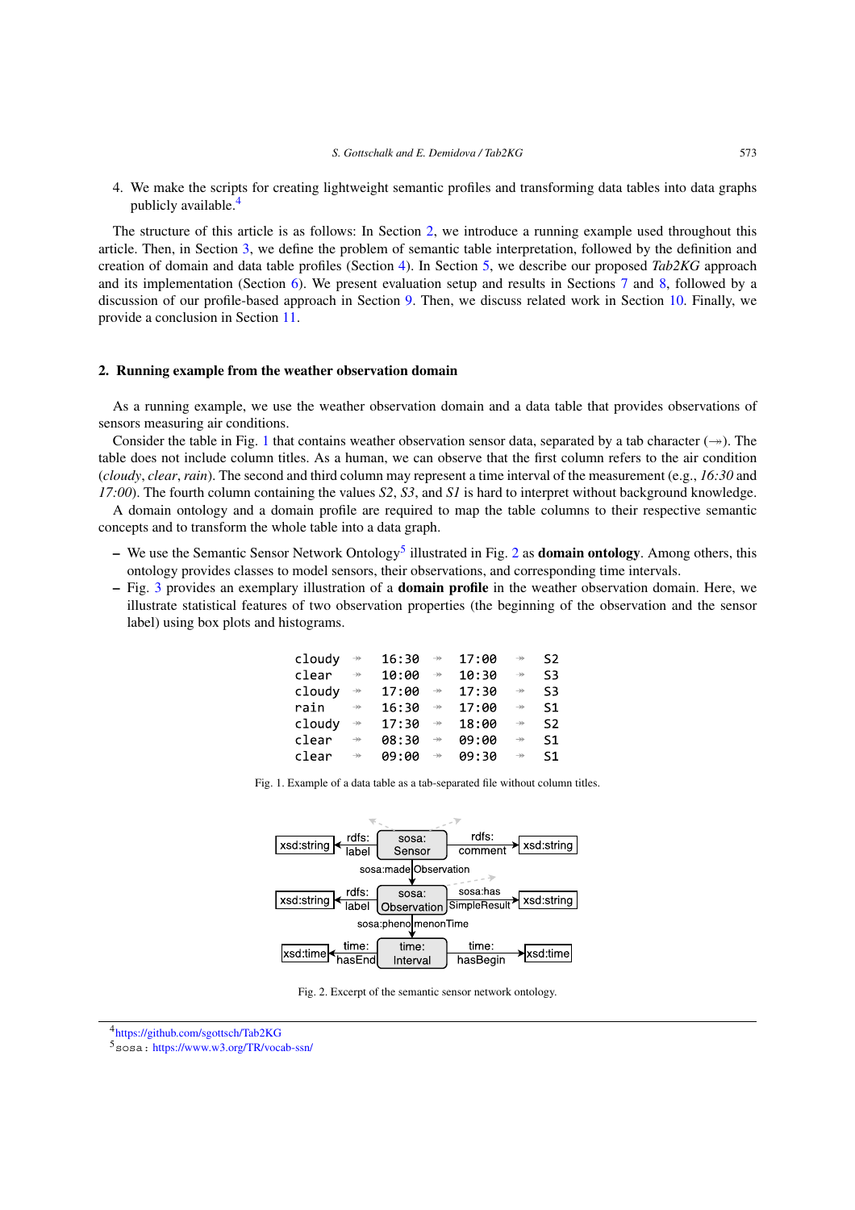4. We make the scripts for creating lightweight semantic profiles and transforming data tables into data graphs publicly available.[4]

The structure of this article is as follows: In Section 2, we introduce a running example used throughout this article. Then, in Section 3, we define the problem of semantic table interpretation, followed by the definition and creation of domain and data table profiles (Section 4). In Section 5, we describe our proposed *Tab2KG* approach and its implementation (Section 6). We present evaluation setup and results in Sections 7 and 8, followed by a discussion of our profile-based approach in Section 9. Then, we discuss related work in Section 10. Finally, we provide a conclusion in Section 11.

## 2. Running example from the weather observation domain

As a running example, we use the weather observation domain and a data table that provides observations of sensors measuring air conditions.

Consider the table in Fig. 1 that contains weather observation sensor data, separated by a tab character (↠). The table does not include column titles. As a human, we can observe that the first column refers to the air condition (*cloudy*, *clear*, *rain*). The second and third column may represent a time interval of the measurement (e.g., *16:30* and *17:00*). The fourth column containing the values *S2*, *S3*, and *S1* is hard to interpret without background knowledge.

A domain ontology and a domain profile are required to map the table columns to their respective semantic concepts and to transform the whole table into a data graph.

- We use the Semantic Sensor Network Ontology[5] illustrated in Fig. 2 as **domain ontology**. Among others, this ontology provides classes to model sensors, their observations, and corresponding time intervals.
- Fig. 3 provides an exemplary illustration of a **domain profile** in the weather observation domain. Here, we illustrate statistical features of two observation properties (the beginning of the observation and the sensor label) using box plots and histograms.

```
cloudy  ↠  16:30  ↠  17:00  ↠  S2
clear   ↠  10:00  ↠  10:30  ↠  S3
cloudy  ↠  17:00  ↠  17:30  ↠  S3
rain    ↠  16:30  ↠  17:00  ↠  S1
cloudy  ↠  17:30  ↠  18:00  ↠  S2
clear   ↠  08:30  ↠  09:00  ↠  S1
clear   ↠  09:00  ↠  09:30  ↠  S1
```

Fig. 1. Example of a data table as a tab-separated file without column titles.

Fig. 2. Excerpt of the semantic sensor network ontology.

[4] https://github.com/sgottsch/Tab2KG

[5] sosa: https://www.w3.org/TR/vocab-ssn/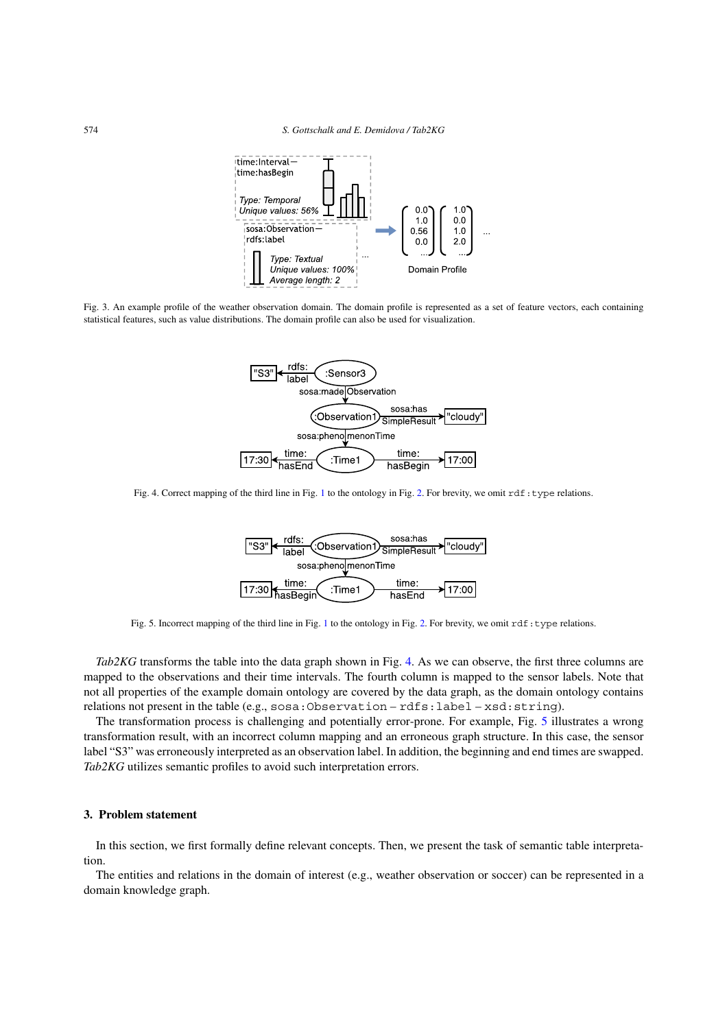Fig. 3. An example profile of the weather observation domain. The domain profile is represented as a set of feature vectors, each containing statistical features, such as value distributions. The domain profile can also be used for visualization.

Fig. 4. Correct mapping of the third line in Fig. 1 to the ontology in Fig. 2. For brevity, we omit `rdf:type` relations.

Fig. 5. Incorrect mapping of the third line in Fig. 1 to the ontology in Fig. 2. For brevity, we omit `rdf:type` relations.

*Tab2KG* transforms the table into the data graph shown in Fig. 4. As we can observe, the first three columns are mapped to the observations and their time intervals. The fourth column is mapped to the sensor labels. Note that not all properties of the example domain ontology are covered by the data graph, as the domain ontology contains relations not present in the table (e.g., `sosa:Observation – rdfs:label – xsd:string`).

The transformation process is challenging and potentially error-prone. For example, Fig. 5 illustrates a wrong transformation result, with an incorrect column mapping and an erroneous graph structure. In this case, the sensor label "S3" was erroneously interpreted as an observation label. In addition, the beginning and end times are swapped. *Tab2KG* utilizes semantic profiles to avoid such interpretation errors.

## 3. Problem statement

In this section, we first formally define relevant concepts. Then, we present the task of semantic table interpretation.

The entities and relations in the domain of interest (e.g., weather observation or soccer) can be represented in a domain knowledge graph.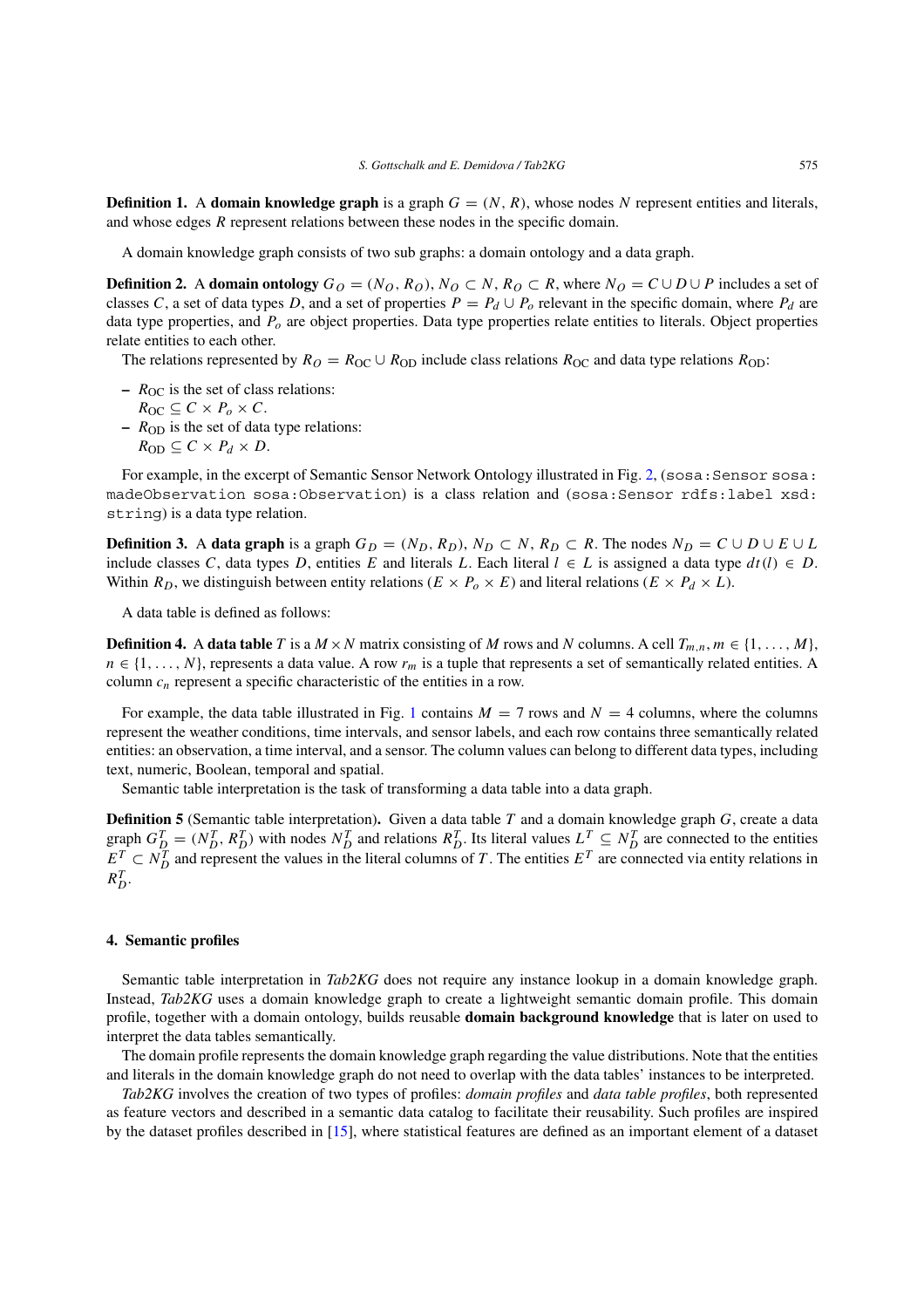**Definition 1.** A **domain knowledge graph** is a graph $G = (N, R)$, whose nodes $N$ represent entities and literals, and whose edges $R$ represent relations between these nodes in the specific domain.

A domain knowledge graph consists of two sub graphs: a domain ontology and a data graph.

**Definition 2.** A **domain ontology** $G_O = (N_O, R_O)$, $N_O \subset N$, $R_O \subset R$, where $N_O = C \cup D \cup P$ includes a set of classes $C$, a set of data types $D$, and a set of properties $P = P_d \cup P_o$ relevant in the specific domain, where $P_d$ are data type properties, and $P_o$ are object properties. Data type properties relate entities to literals. Object properties relate entities to each other.

The relations represented by $R_O = R_{\text{OC}} \cup R_{\text{OD}}$ include class relations $R_{\text{OC}}$ and data type relations $R_{\text{OD}}$:

- $R_{\text{OC}}$ is the set of class relations:
  $R_{\text{OC}} \subseteq C \times P_o \times C$.
- $R_{\text{OD}}$ is the set of data type relations:
  $R_{\text{OD}} \subseteq C \times P_d \times D$.

For example, in the excerpt of Semantic Sensor Network Ontology illustrated in Fig. 2, (`sosa:Sensor sosa:madeObservation sosa:Observation`) is a class relation and (`sosa:Sensor rdfs:label xsd:string`) is a data type relation.

**Definition 3.** A **data graph** is a graph $G_D = (N_D, R_D)$, $N_D \subset N$, $R_D \subset R$. The nodes $N_D = C \cup D \cup E \cup L$ include classes $C$, data types $D$, entities $E$ and literals $L$. Each literal $l \in L$ is assigned a data type $dt(l) \in D$. Within $R_D$, we distinguish between entity relations ($E \times P_o \times E$) and literal relations ($E \times P_d \times L$).

A data table is defined as follows:

**Definition 4.** A **data table** $T$ is a $M \times N$ matrix consisting of $M$ rows and $N$ columns. A cell $T_{m,n}, m \in \{1, \ldots, M\}$, $n \in \{1, \ldots, N\}$, represents a data value. A row $r_m$ is a tuple that represents a set of semantically related entities. A column $c_n$ represent a specific characteristic of the entities in a row.

For example, the data table illustrated in Fig. 1 contains $M = 7$ rows and $N = 4$ columns, where the columns represent the weather conditions, time intervals, and sensor labels, and each row contains three semantically related entities: an observation, a time interval, and a sensor. The column values can belong to different data types, including text, numeric, Boolean, temporal and spatial.

Semantic table interpretation is the task of transforming a data table into a data graph.

**Definition 5** (Semantic table interpretation)**.** Given a data table $T$ and a domain knowledge graph $G$, create a data graph $G_D^T = (N_D^T, R_D^T)$ with nodes $N_D^T$ and relations $R_D^T$. Its literal values $L^T \subseteq N_D^T$ are connected to the entities $E^T \subset N_D^T$ and represent the values in the literal columns of $T$. The entities $E^T$ are connected via entity relations in $R_D^T$.

## 4. Semantic profiles

Semantic table interpretation in *Tab2KG* does not require any instance lookup in a domain knowledge graph. Instead, *Tab2KG* uses a domain knowledge graph to create a lightweight semantic domain profile. This domain profile, together with a domain ontology, builds reusable **domain background knowledge** that is later on used to interpret the data tables semantically.

The domain profile represents the domain knowledge graph regarding the value distributions. Note that the entities and literals in the domain knowledge graph do not need to overlap with the data tables' instances to be interpreted.

*Tab2KG* involves the creation of two types of profiles: *domain profiles* and *data table profiles*, both represented as feature vectors and described in a semantic data catalog to facilitate their reusability. Such profiles are inspired by the dataset profiles described in [15], where statistical features are defined as an important element of a dataset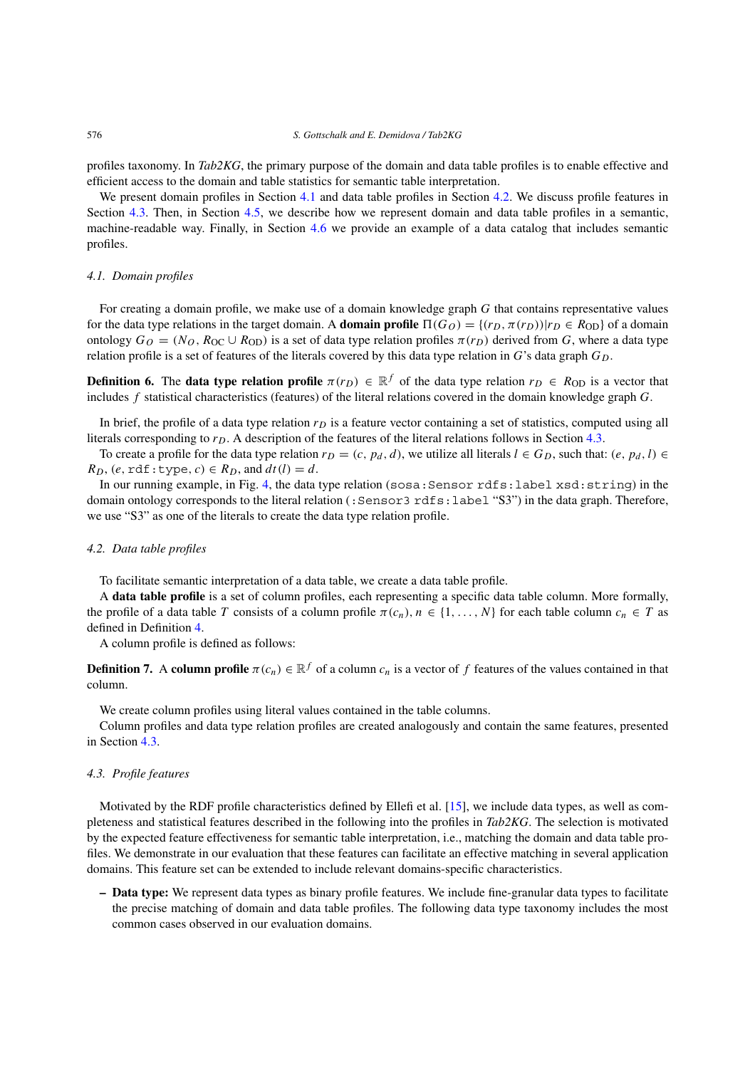profiles taxonomy. In *Tab2KG*, the primary purpose of the domain and data table profiles is to enable effective and efficient access to the domain and table statistics for semantic table interpretation.

We present domain profiles in Section 4.1 and data table profiles in Section 4.2. We discuss profile features in Section 4.3. Then, in Section 4.5, we describe how we represent domain and data table profiles in a semantic, machine-readable way. Finally, in Section 4.6 we provide an example of a data catalog that includes semantic profiles.

### 4.1. Domain profiles

For creating a domain profile, we make use of a domain knowledge graph $G$ that contains representative values for the data type relations in the target domain. A **domain profile** $\Pi(G_O) = \{(r_D, \pi(r_D)) | r_D \in R_{\mathrm{OD}}\}$ of a domain ontology $G_O = (N_O, R_{\mathrm{OC}} \cup R_{\mathrm{OD}})$ is a set of data type relation profiles $\pi(r_D)$ derived from $G$, where a data type relation profile is a set of features of the literals covered by this data type relation in $G$'s data graph $G_D$.

**Definition 6.** The **data type relation profile** $\pi(r_D) \in \mathbb{R}^f$ of the data type relation $r_D \in R_{\mathrm{OD}}$ is a vector that includes $f$ statistical characteristics (features) of the literal relations covered in the domain knowledge graph $G$.

In brief, the profile of a data type relation $r_D$ is a feature vector containing a set of statistics, computed using all literals corresponding to $r_D$. A description of the features of the literal relations follows in Section 4.3.

To create a profile for the data type relation $r_D = (c, p_d, d)$, we utilize all literals $l \in G_D$, such that: $(e, p_d, l) \in R_D$, $(e, \texttt{rdf:type}, c) \in R_D$, and $dt(l) = d$.

In our running example, in Fig. 4, the data type relation (`sosa:Sensor rdfs:label xsd:string`) in the domain ontology corresponds to the literal relation (`:Sensor3 rdfs:label` "S3") in the data graph. Therefore, we use "S3" as one of the literals to create the data type relation profile.

### 4.2. Data table profiles

To facilitate semantic interpretation of a data table, we create a data table profile.

A **data table profile** is a set of column profiles, each representing a specific data table column. More formally, the profile of a data table $T$ consists of a column profile $\pi(c_n), n \in \{1, \ldots, N\}$ for each table column $c_n \in T$ as defined in Definition 4.

A column profile is defined as follows:

**Definition 7.** A **column profile** $\pi(c_n) \in \mathbb{R}^f$ of a column $c_n$ is a vector of $f$ features of the values contained in that column.

We create column profiles using literal values contained in the table columns.

Column profiles and data type relation profiles are created analogously and contain the same features, presented in Section 4.3.

### 4.3. Profile features

Motivated by the RDF profile characteristics defined by Ellefi et al. [15], we include data types, as well as completeness and statistical features described in the following into the profiles in *Tab2KG*. The selection is motivated by the expected feature effectiveness for semantic table interpretation, i.e., matching the domain and data table profiles. We demonstrate in our evaluation that these features can facilitate an effective matching in several application domains. This feature set can be extended to include relevant domains-specific characteristics.

- **Data type:** We represent data types as binary profile features. We include fine-granular data types to facilitate the precise matching of domain and data table profiles. The following data type taxonomy includes the most common cases observed in our evaluation domains.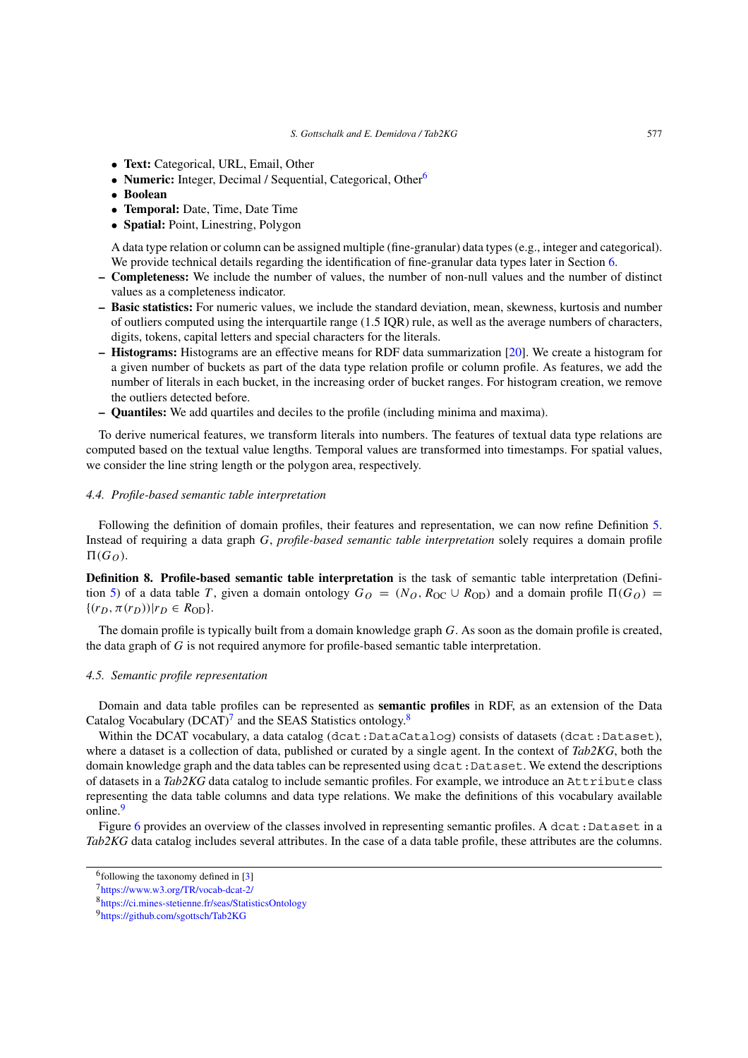- **Text:** Categorical, URL, Email, Other
- **Numeric:** Integer, Decimal / Sequential, Categorical, Other[6]
- **Boolean**
- **Temporal:** Date, Time, Date Time
- **Spatial:** Point, Linestring, Polygon

  A data type relation or column can be assigned multiple (fine-granular) data types (e.g., integer and categorical). We provide technical details regarding the identification of fine-granular data types later in Section 6.

– **Completeness:** We include the number of values, the number of non-null values and the number of distinct values as a completeness indicator.

– **Basic statistics:** For numeric values, we include the standard deviation, mean, skewness, kurtosis and number of outliers computed using the interquartile range (1.5 IQR) rule, as well as the average numbers of characters, digits, tokens, capital letters and special characters for the literals.

– **Histograms:** Histograms are an effective means for RDF data summarization [20]. We create a histogram for a given number of buckets as part of the data type relation profile or column profile. As features, we add the number of literals in each bucket, in the increasing order of bucket ranges. For histogram creation, we remove the outliers detected before.

– **Quantiles:** We add quartiles and deciles to the profile (including minima and maxima).

To derive numerical features, we transform literals into numbers. The features of textual data type relations are computed based on the textual value lengths. Temporal values are transformed into timestamps. For spatial values, we consider the line string length or the polygon area, respectively.

### 4.4. Profile-based semantic table interpretation

Following the definition of domain profiles, their features and representation, we can now refine Definition 5. Instead of requiring a data graph $G$, *profile-based semantic table interpretation* solely requires a domain profile $\Pi(G_O)$.

**Definition 8. Profile-based semantic table interpretation** is the task of semantic table interpretation (Definition 5) of a data table $T$, given a domain ontology $G_O = (N_O, R_{\mathrm{OC}} \cup R_{\mathrm{OD}})$ and a domain profile $\Pi(G_O) = \{(r_D, \pi(r_D)) | r_D \in R_{\mathrm{OD}}\}$.

The domain profile is typically built from a domain knowledge graph $G$. As soon as the domain profile is created, the data graph of $G$ is not required anymore for profile-based semantic table interpretation.

### 4.5. Semantic profile representation

Domain and data table profiles can be represented as **semantic profiles** in RDF, as an extension of the Data Catalog Vocabulary (DCAT)[7] and the SEAS Statistics ontology.[8]

Within the DCAT vocabulary, a data catalog (`dcat:DataCatalog`) consists of datasets (`dcat:Dataset`), where a dataset is a collection of data, published or curated by a single agent. In the context of *Tab2KG*, both the domain knowledge graph and the data tables can be represented using `dcat:Dataset`. We extend the descriptions of datasets in a *Tab2KG* data catalog to include semantic profiles. For example, we introduce an `Attribute` class representing the data table columns and data type relations. We make the definitions of this vocabulary available online.[9]

Figure 6 provides an overview of the classes involved in representing semantic profiles. A `dcat:Dataset` in a *Tab2KG* data catalog includes several attributes. In the case of a data table profile, these attributes are the columns.

---

[6] following the taxonomy defined in [3]

[7] https://www.w3.org/TR/vocab-dcat-2/

[8] https://ci.mines-stetienne.fr/seas/StatisticsOntology

[9] https://github.com/sgottsch/Tab2KG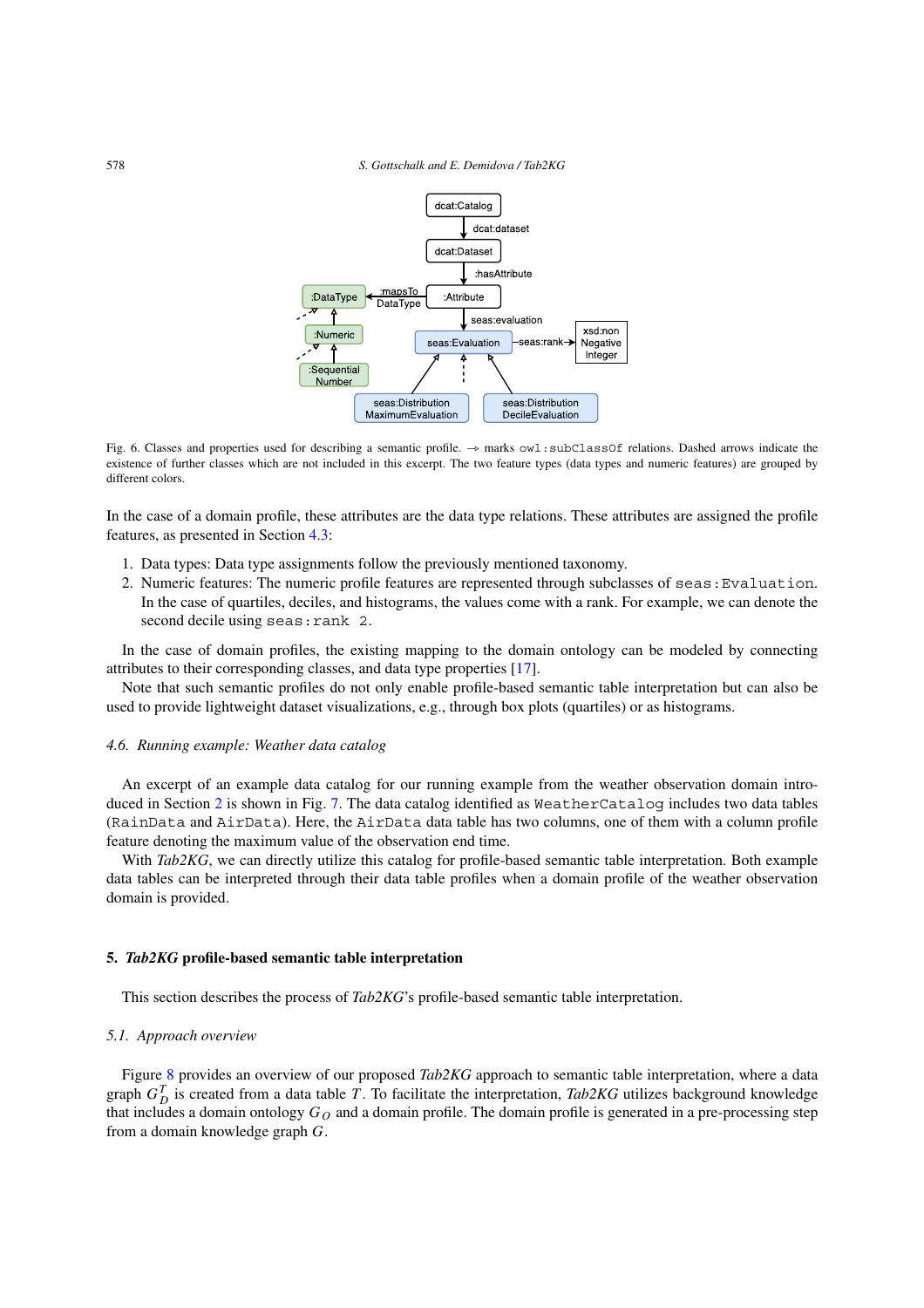Fig. 6. Classes and properties used for describing a semantic profile. → marks `owl:subClassOf` relations. Dashed arrows indicate the existence of further classes which are not included in this excerpt. The two feature types (data types and numeric features) are grouped by different colors.

In the case of a domain profile, these attributes are the data type relations. These attributes are assigned the profile features, as presented in Section 4.3:

1. Data types: Data type assignments follow the previously mentioned taxonomy.
2. Numeric features: The numeric profile features are represented through subclasses of `seas:Evaluation`. In the case of quartiles, deciles, and histograms, the values come with a rank. For example, we can denote the second decile using `seas:rank 2`.

In the case of domain profiles, the existing mapping to the domain ontology can be modeled by connecting attributes to their corresponding classes, and data type properties [17].

Note that such semantic profiles do not only enable profile-based semantic table interpretation but can also be used to provide lightweight dataset visualizations, e.g., through box plots (quartiles) or as histograms.

### 4.6. Running example: Weather data catalog

An excerpt of an example data catalog for our running example from the weather observation domain introduced in Section 2 is shown in Fig. 7. The data catalog identified as `WeatherCatalog` includes two data tables (`RainData` and `AirData`). Here, the `AirData` data table has two columns, one of them with a column profile feature denoting the maximum value of the observation end time.

With *Tab2KG*, we can directly utilize this catalog for profile-based semantic table interpretation. Both example data tables can be interpreted through their data table profiles when a domain profile of the weather observation domain is provided.

## 5. *Tab2KG* profile-based semantic table interpretation

This section describes the process of *Tab2KG*'s profile-based semantic table interpretation.

### 5.1. Approach overview

Figure 8 provides an overview of our proposed *Tab2KG* approach to semantic table interpretation, where a data graph $G_D^T$ is created from a data table $T$. To facilitate the interpretation, *Tab2KG* utilizes background knowledge that includes a domain ontology $G_O$ and a domain profile. The domain profile is generated in a pre-processing step from a domain knowledge graph $G$.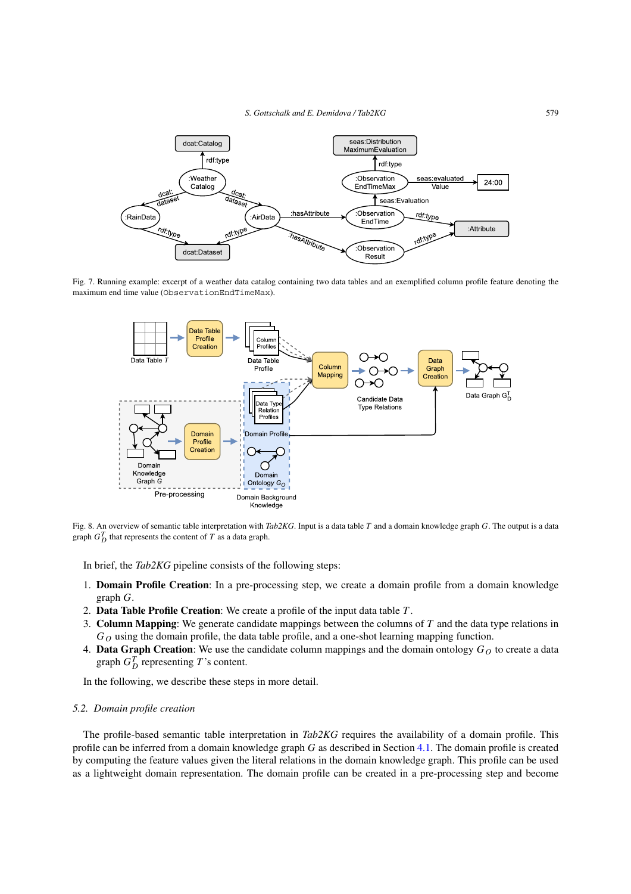Fig. 7. Running example: excerpt of a weather data catalog containing two data tables and an exemplified column profile feature denoting the maximum end time value (ObservationEndTimeMax).

Fig. 8. An overview of semantic table interpretation with *Tab2KG*. Input is a data table $T$ and a domain knowledge graph $G$. The output is a data graph $G_D^T$ that represents the content of $T$ as a data graph.

In brief, the *Tab2KG* pipeline consists of the following steps:

1. **Domain Profile Creation**: In a pre-processing step, we create a domain profile from a domain knowledge graph $G$.
2. **Data Table Profile Creation**: We create a profile of the input data table $T$.
3. **Column Mapping**: We generate candidate mappings between the columns of $T$ and the data type relations in $G_O$ using the domain profile, the data table profile, and a one-shot learning mapping function.
4. **Data Graph Creation**: We use the candidate column mappings and the domain ontology $G_O$ to create a data graph $G_D^T$ representing $T$'s content.

In the following, we describe these steps in more detail.

### 5.2. Domain profile creation

The profile-based semantic table interpretation in *Tab2KG* requires the availability of a domain profile. This profile can be inferred from a domain knowledge graph $G$ as described in Section 4.1. The domain profile is created by computing the feature values given the literal relations in the domain knowledge graph. This profile can be used as a lightweight domain representation. The domain profile can be created in a pre-processing step and become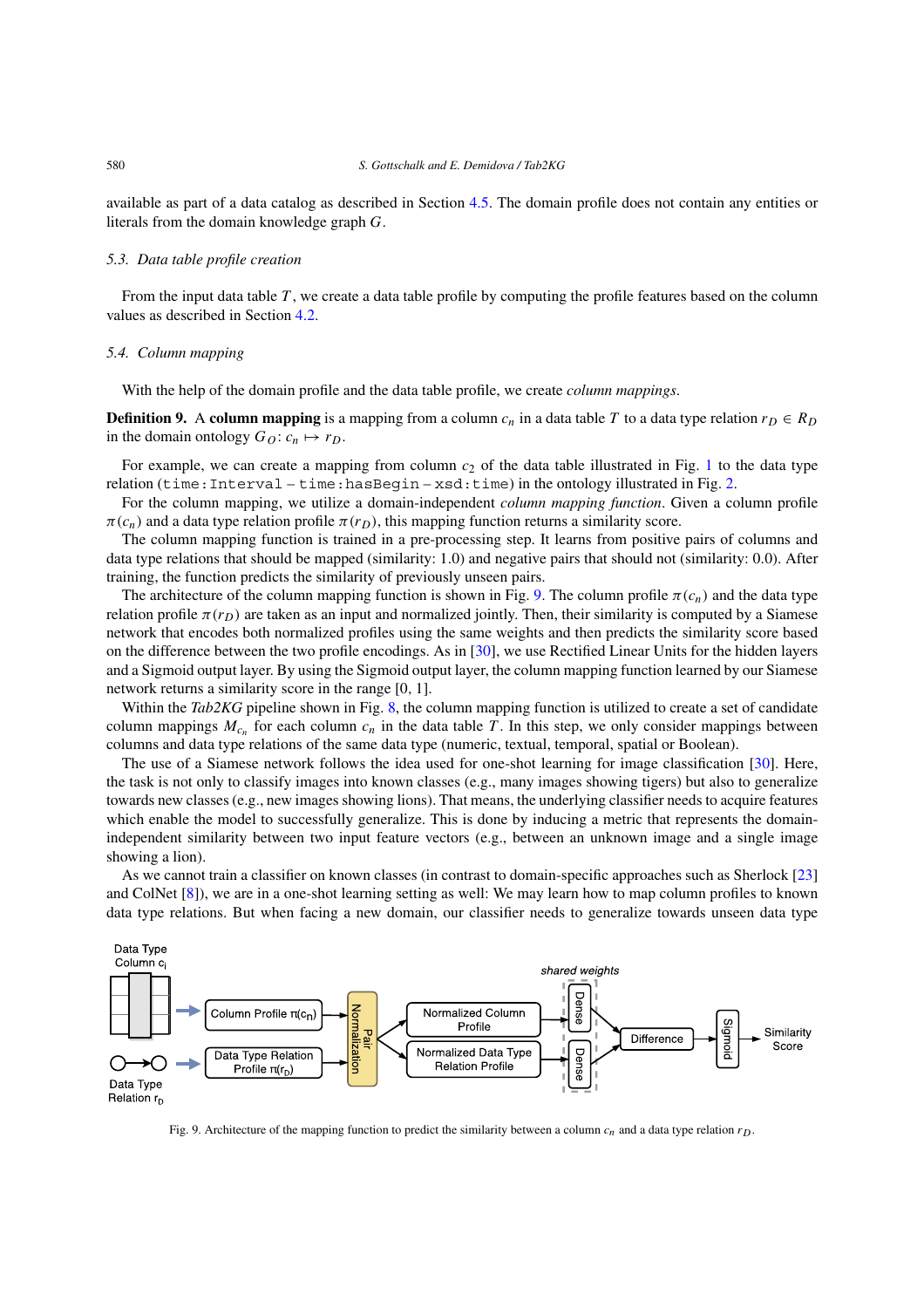available as part of a data catalog as described in Section 4.5. The domain profile does not contain any entities or literals from the domain knowledge graph $G$.

### 5.3. Data table profile creation

From the input data table $T$, we create a data table profile by computing the profile features based on the column values as described in Section 4.2.

### 5.4. Column mapping

With the help of the domain profile and the data table profile, we create *column mappings*.

**Definition 9.** A **column mapping** is a mapping from a column $c_n$ in a data table $T$ to a data type relation $r_D \in R_D$ in the domain ontology $G_O$: $c_n \mapsto r_D$.

For example, we can create a mapping from column $c_2$ of the data table illustrated in Fig. 1 to the data type relation (`time:Interval – time:hasBegin – xsd:time`) in the ontology illustrated in Fig. 2.

For the column mapping, we utilize a domain-independent *column mapping function*. Given a column profile $\pi(c_n)$ and a data type relation profile $\pi(r_D)$, this mapping function returns a similarity score.

The column mapping function is trained in a pre-processing step. It learns from positive pairs of columns and data type relations that should be mapped (similarity: 1.0) and negative pairs that should not (similarity: 0.0). After training, the function predicts the similarity of previously unseen pairs.

The architecture of the column mapping function is shown in Fig. 9. The column profile $\pi(c_n)$ and the data type relation profile $\pi(r_D)$ are taken as an input and normalized jointly. Then, their similarity is computed by a Siamese network that encodes both normalized profiles using the same weights and then predicts the similarity score based on the difference between the two profile encodings. As in [30], we use Rectified Linear Units for the hidden layers and a Sigmoid output layer. By using the Sigmoid output layer, the column mapping function learned by our Siamese network returns a similarity score in the range [0, 1].

Within the *Tab2KG* pipeline shown in Fig. 8, the column mapping function is utilized to create a set of candidate column mappings $M_{c_n}$ for each column $c_n$ in the data table $T$. In this step, we only consider mappings between columns and data type relations of the same data type (numeric, textual, temporal, spatial or Boolean).

The use of a Siamese network follows the idea used for one-shot learning for image classification [30]. Here, the task is not only to classify images into known classes (e.g., many images showing tigers) but also to generalize towards new classes (e.g., new images showing lions). That means, the underlying classifier needs to acquire features which enable the model to successfully generalize. This is done by inducing a metric that represents the domain-independent similarity between two input feature vectors (e.g., between an unknown image and a single image showing a lion).

As we cannot train a classifier on known classes (in contrast to domain-specific approaches such as Sherlock [23] and ColNet [8]), we are in a one-shot learning setting as well: We may learn how to map column profiles to known data type relations. But when facing a new domain, our classifier needs to generalize towards unseen data type

Fig. 9. Architecture of the mapping function to predict the similarity between a column $c_n$ and a data type relation $r_D$.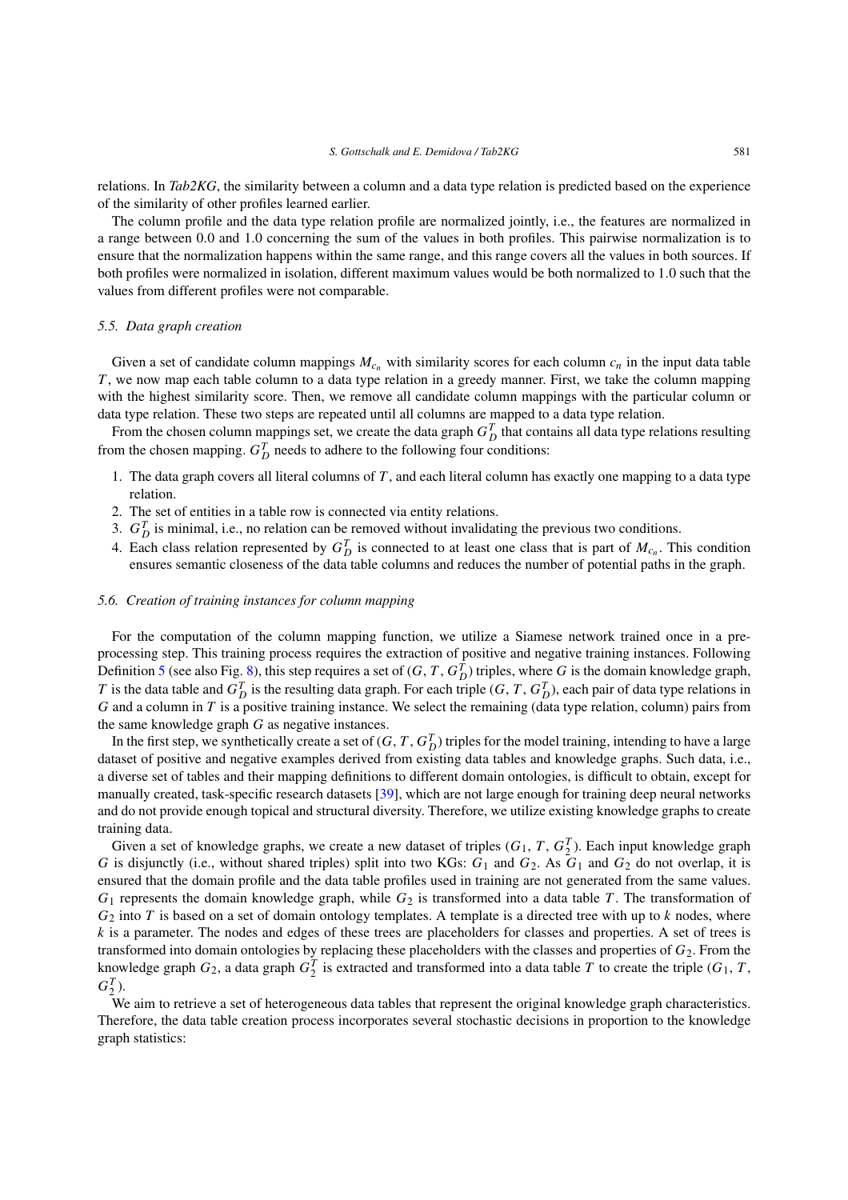relations. In *Tab2KG*, the similarity between a column and a data type relation is predicted based on the experience of the similarity of other profiles learned earlier.

The column profile and the data type relation profile are normalized jointly, i.e., the features are normalized in a range between 0.0 and 1.0 concerning the sum of the values in both profiles. This pairwise normalization is to ensure that the normalization happens within the same range, and this range covers all the values in both sources. If both profiles were normalized in isolation, different maximum values would be both normalized to 1.0 such that the values from different profiles were not comparable.

### 5.5. Data graph creation

Given a set of candidate column mappings $M_{c_n}$ with similarity scores for each column $c_n$ in the input data table $T$, we now map each table column to a data type relation in a greedy manner. First, we take the column mapping with the highest similarity score. Then, we remove all candidate column mappings with the particular column or data type relation. These two steps are repeated until all columns are mapped to a data type relation.

From the chosen column mappings set, we create the data graph $G_D^T$ that contains all data type relations resulting from the chosen mapping. $G_D^T$ needs to adhere to the following four conditions:

1. The data graph covers all literal columns of $T$, and each literal column has exactly one mapping to a data type relation.
2. The set of entities in a table row is connected via entity relations.
3. $G_D^T$ is minimal, i.e., no relation can be removed without invalidating the previous two conditions.
4. Each class relation represented by $G_D^T$ is connected to at least one class that is part of $M_{c_n}$. This condition ensures semantic closeness of the data table columns and reduces the number of potential paths in the graph.

### 5.6. Creation of training instances for column mapping

For the computation of the column mapping function, we utilize a Siamese network trained once in a pre-processing step. This training process requires the extraction of positive and negative training instances. Following Definition 5 (see also Fig. 8), this step requires a set of $(G, T, G_D^T)$ triples, where $G$ is the domain knowledge graph, $T$ is the data table and $G_D^T$ is the resulting data graph. For each triple $(G, T, G_D^T)$, each pair of data type relations in $G$ and a column in $T$ is a positive training instance. We select the remaining (data type relation, column) pairs from the same knowledge graph $G$ as negative instances.

In the first step, we synthetically create a set of $(G, T, G_D^T)$ triples for the model training, intending to have a large dataset of positive and negative examples derived from existing data tables and knowledge graphs. Such data, i.e., a diverse set of tables and their mapping definitions to different domain ontologies, is difficult to obtain, except for manually created, task-specific research datasets [39], which are not large enough for training deep neural networks and do not provide enough topical and structural diversity. Therefore, we utilize existing knowledge graphs to create training data.

Given a set of knowledge graphs, we create a new dataset of triples $(G_1, T, G_2^T)$. Each input knowledge graph $G$ is disjunctly (i.e., without shared triples) split into two KGs: $G_1$ and $G_2$. As $G_1$ and $G_2$ do not overlap, it is ensured that the domain profile and the data table profiles used in training are not generated from the same values. $G_1$ represents the domain knowledge graph, while $G_2$ is transformed into a data table $T$. The transformation of $G_2$ into $T$ is based on a set of domain ontology templates. A template is a directed tree with up to $k$ nodes, where $k$ is a parameter. The nodes and edges of these trees are placeholders for classes and properties. A set of trees is transformed into domain ontologies by replacing these placeholders with the classes and properties of $G_2$. From the knowledge graph $G_2$, a data graph $G_2^T$ is extracted and transformed into a data table $T$ to create the triple $(G_1, T, G_2^T)$.

We aim to retrieve a set of heterogeneous data tables that represent the original knowledge graph characteristics. Therefore, the data table creation process incorporates several stochastic decisions in proportion to the knowledge graph statistics: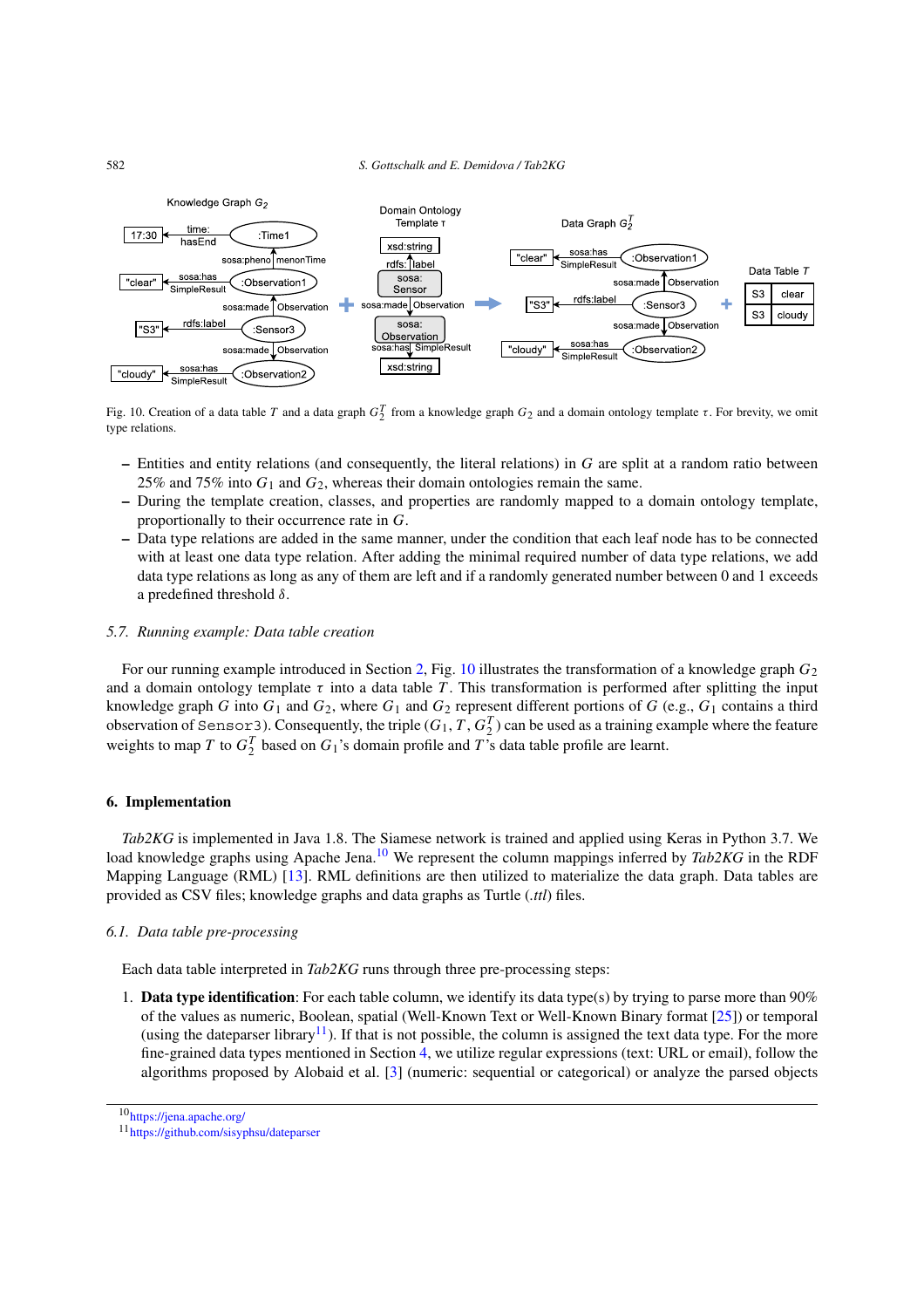Fig. 10. Creation of a data table $T$ and a data graph $G_2^T$ from a knowledge graph $G_2$ and a domain ontology template $\tau$. For brevity, we omit type relations.

- Entities and entity relations (and consequently, the literal relations) in $G$ are split at a random ratio between 25% and 75% into $G_1$ and $G_2$, whereas their domain ontologies remain the same.
- During the template creation, classes, and properties are randomly mapped to a domain ontology template, proportionally to their occurrence rate in $G$.
- Data type relations are added in the same manner, under the condition that each leaf node has to be connected with at least one data type relation. After adding the minimal required number of data type relations, we add data type relations as long as any of them are left and if a randomly generated number between 0 and 1 exceeds a predefined threshold $\delta$.

### 5.7. Running example: Data table creation

For our running example introduced in Section 2, Fig. 10 illustrates the transformation of a knowledge graph $G_2$ and a domain ontology template $\tau$ into a data table $T$. This transformation is performed after splitting the input knowledge graph $G$ into $G_1$ and $G_2$, where $G_1$ and $G_2$ represent different portions of $G$ (e.g., $G_1$ contains a third observation of `Sensor3`). Consequently, the triple $(G_1, T, G_2^T)$ can be used as a training example where the feature weights to map $T$ to $G_2^T$ based on $G_1$'s domain profile and $T$'s data table profile are learnt.

## 6. Implementation

*Tab2KG* is implemented in Java 1.8. The Siamese network is trained and applied using Keras in Python 3.7. We load knowledge graphs using Apache Jena.[10] We represent the column mappings inferred by *Tab2KG* in the RDF Mapping Language (RML) [13]. RML definitions are then utilized to materialize the data graph. Data tables are provided as CSV files; knowledge graphs and data graphs as Turtle (*.ttl*) files.

### 6.1. Data table pre-processing

Each data table interpreted in *Tab2KG* runs through three pre-processing steps:

1. **Data type identification**: For each table column, we identify its data type(s) by trying to parse more than 90% of the values as numeric, Boolean, spatial (Well-Known Text or Well-Known Binary format [25]) or temporal (using the dateparser library[11]). If that is not possible, the column is assigned the text data type. For the more fine-grained data types mentioned in Section 4, we utilize regular expressions (text: URL or email), follow the algorithms proposed by Alobaid et al. [3] (numeric: sequential or categorical) or analyze the parsed objects

[10] https://jena.apache.org/

[11] https://github.com/sisyphsu/dateparser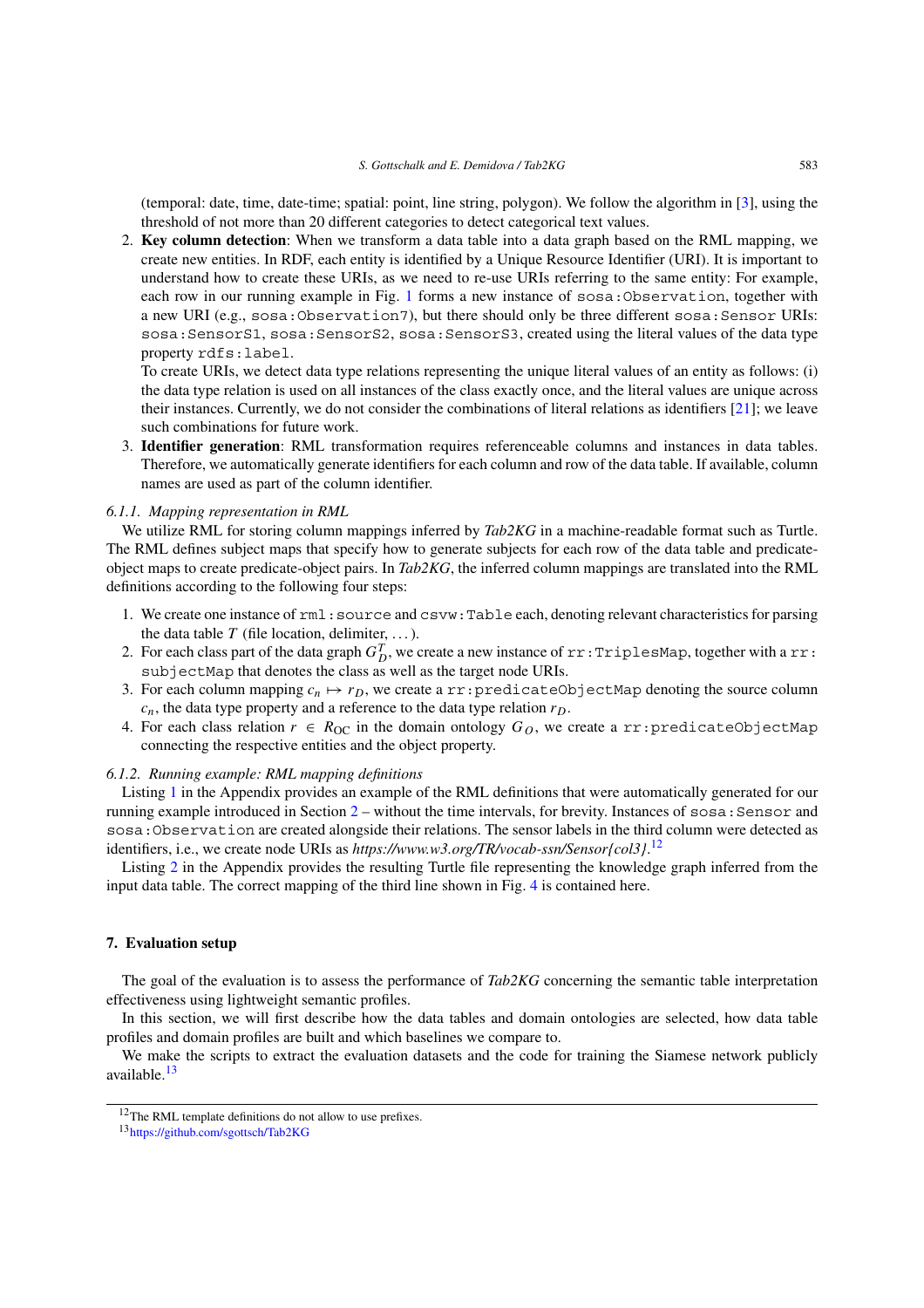(temporal: date, time, date-time; spatial: point, line string, polygon). We follow the algorithm in [3], using the threshold of not more than 20 different categories to detect categorical text values.

2. **Key column detection**: When we transform a data table into a data graph based on the RML mapping, we create new entities. In RDF, each entity is identified by a Unique Resource Identifier (URI). It is important to understand how to create these URIs, as we need to re-use URIs referring to the same entity: For example, each row in our running example in Fig. 1 forms a new instance of `sosa:Observation`, together with a new URI (e.g., `sosa:Observation7`), but there should only be three different `sosa:Sensor` URIs: `sosa:SensorS1`, `sosa:SensorS2`, `sosa:SensorS3`, created using the literal values of the data type property `rdfs:label`.

   To create URIs, we detect data type relations representing the unique literal values of an entity as follows: (i) the data type relation is used on all instances of the class exactly once, and the literal values are unique across their instances. Currently, we do not consider the combinations of literal relations as identifiers [21]; we leave such combinations for future work.

3. **Identifier generation**: RML transformation requires referenceable columns and instances in data tables. Therefore, we automatically generate identifiers for each column and row of the data table. If available, column names are used as part of the column identifier.

#### 6.1.1. *Mapping representation in RML*

We utilize RML for storing column mappings inferred by *Tab2KG* in a machine-readable format such as Turtle. The RML defines subject maps that specify how to generate subjects for each row of the data table and predicate-object maps to create predicate-object pairs. In *Tab2KG*, the inferred column mappings are translated into the RML definitions according to the following four steps:

1. We create one instance of `rml:source` and `csvw:Table` each, denoting relevant characteristics for parsing the data table $T$ (file location, delimiter, ...).
2. For each class part of the data graph $G_D^T$, we create a new instance of `rr:TriplesMap`, together with a `rr:subjectMap` that denotes the class as well as the target node URIs.
3. For each column mapping $c_n \mapsto r_D$, we create a `rr:predicateObjectMap` denoting the source column $c_n$, the data type property and a reference to the data type relation $r_D$.
4. For each class relation $r \in R_{\text{OC}}$ in the domain ontology $G_O$, we create a `rr:predicateObjectMap` connecting the respective entities and the object property.

#### 6.1.2. *Running example: RML mapping definitions*

Listing 1 in the Appendix provides an example of the RML definitions that were automatically generated for our running example introduced in Section 2 – without the time intervals, for brevity. Instances of `sosa:Sensor` and `sosa:Observation` are created alongside their relations. The sensor labels in the third column were detected as identifiers, i.e., we create node URIs as *https://www.w3.org/TR/vocab-ssn/Sensor{col3}*.[12]

Listing 2 in the Appendix provides the resulting Turtle file representing the knowledge graph inferred from the input data table. The correct mapping of the third line shown in Fig. 4 is contained here.

## 7. Evaluation setup

The goal of the evaluation is to assess the performance of *Tab2KG* concerning the semantic table interpretation effectiveness using lightweight semantic profiles.

In this section, we will first describe how the data tables and domain ontologies are selected, how data table profiles and domain profiles are built and which baselines we compare to.

We make the scripts to extract the evaluation datasets and the code for training the Siamese network publicly available.[13]

[12] The RML template definitions do not allow to use prefixes.

[13] https://github.com/sgottsch/Tab2KG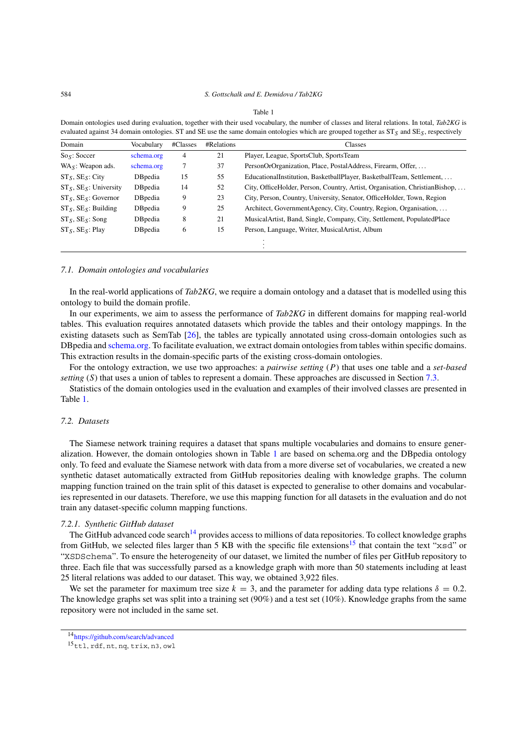Table 1

Domain ontologies used during evaluation, together with their used vocabulary, the number of classes and literal relations. In total, *Tab2KG* is evaluated against 34 domain ontologies. ST and SE use the same domain ontologies which are grouped together as $ST_S$ and $SE_S$, respectively

| Domain | Vocabulary | #Classes | #Relations | Classes |
|---|---|---|---|---|
| $So_S$: Soccer | schema.org | 4 | 21 | Player, League, SportsClub, SportsTeam |
| $WA_S$: Weapon ads. | schema.org | 7 | 37 | PersonOrOrganization, Place, PostalAddress, Firearm, Offer, ... |
| $ST_S$, $SE_S$: City | DBpedia | 15 | 55 | EducationalInstitution, BasketballPlayer, BasketballTeam, Settlement, ... |
| $ST_S$, $SE_S$: University | DBpedia | 14 | 52 | City, OfficeHolder, Person, Country, Artist, Organisation, ChristianBishop, ... |
| $ST_S$, $SE_S$: Governor | DBpedia | 9 | 23 | City, Person, Country, University, Senator, OfficeHolder, Town, Region |
| $ST_S$, $SE_S$: Building | DBpedia | 9 | 25 | Architect, GovernmentAgency, City, Country, Region, Organisation, ... |
| $ST_S$, $SE_S$: Song | DBpedia | 8 | 21 | MusicalArtist, Band, Single, Company, City, Settlement, PopulatedPlace |
| $ST_S$, $SE_S$: Play | DBpedia | 6 | 15 | Person, Language, Writer, MusicalArtist, Album |
| | | | | ⋮ |

### 7.1. Domain ontologies and vocabularies

In the real-world applications of *Tab2KG*, we require a domain ontology and a dataset that is modelled using this ontology to build the domain profile.

In our experiments, we aim to assess the performance of *Tab2KG* in different domains for mapping real-world tables. This evaluation requires annotated datasets which provide the tables and their ontology mappings. In the existing datasets such as SemTab [26], the tables are typically annotated using cross-domain ontologies such as DBpedia and schema.org. To facilitate evaluation, we extract domain ontologies from tables within specific domains. This extraction results in the domain-specific parts of the existing cross-domain ontologies.

For the ontology extraction, we use two approaches: a *pairwise setting* ($P$) that uses one table and a *set-based setting* ($S$) that uses a union of tables to represent a domain. These approaches are discussed in Section 7.3.

Statistics of the domain ontologies used in the evaluation and examples of their involved classes are presented in Table 1.

### 7.2. Datasets

The Siamese network training requires a dataset that spans multiple vocabularies and domains to ensure generalization. However, the domain ontologies shown in Table 1 are based on schema.org and the DBpedia ontology only. To feed and evaluate the Siamese network with data from a more diverse set of vocabularies, we created a new synthetic dataset automatically extracted from GitHub repositories dealing with knowledge graphs. The column mapping function trained on the train split of this dataset is expected to generalise to other domains and vocabularies represented in our datasets. Therefore, we use this mapping function for all datasets in the evaluation and do not train any dataset-specific column mapping functions.

#### 7.2.1. Synthetic GitHub dataset

The GitHub advanced code search[14] provides access to millions of data repositories. To collect knowledge graphs from GitHub, we selected files larger than 5 KB with the specific file extensions[15] that contain the text "xsd" or "XSDSchema". To ensure the heterogeneity of our dataset, we limited the number of files per GitHub repository to three. Each file that was successfully parsed as a knowledge graph with more than 50 statements including at least 25 literal relations was added to our dataset. This way, we obtained 3,922 files.

We set the parameter for maximum tree size $k = 3$, and the parameter for adding data type relations $\delta = 0.2$. The knowledge graphs set was split into a training set (90%) and a test set (10%). Knowledge graphs from the same repository were not included in the same set.

[14] https://github.com/search/advanced

[15] ttl, rdf, nt, nq, trix, n3, owl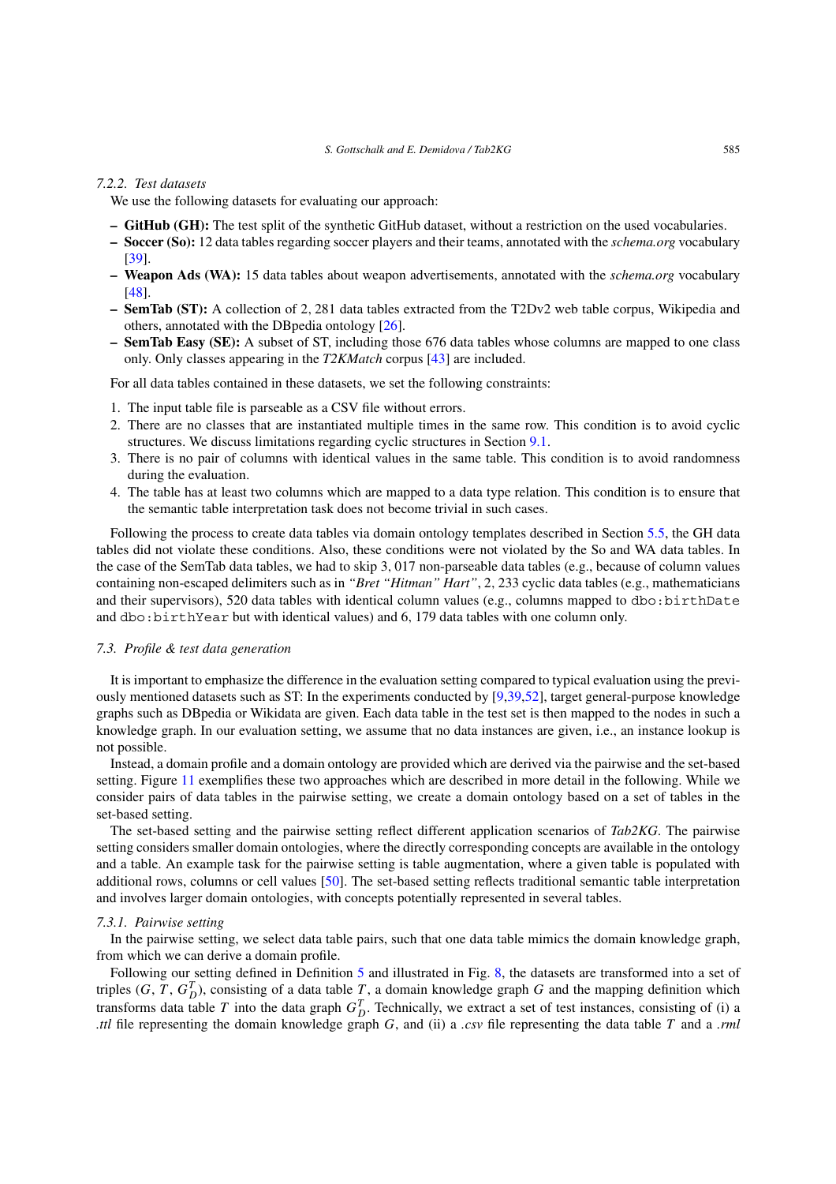#### 7.2.2. *Test datasets*

We use the following datasets for evaluating our approach:

– **GitHub (GH):** The test split of the synthetic GitHub dataset, without a restriction on the used vocabularies.
– **Soccer (So):** 12 data tables regarding soccer players and their teams, annotated with the *schema.org* vocabulary [39].
– **Weapon Ads (WA):** 15 data tables about weapon advertisements, annotated with the *schema.org* vocabulary [48].
– **SemTab (ST):** A collection of 2, 281 data tables extracted from the T2Dv2 web table corpus, Wikipedia and others, annotated with the DBpedia ontology [26].
– **SemTab Easy (SE):** A subset of ST, including those 676 data tables whose columns are mapped to one class only. Only classes appearing in the *T2KMatch* corpus [43] are included.

For all data tables contained in these datasets, we set the following constraints:

1. The input table file is parseable as a CSV file without errors.
2. There are no classes that are instantiated multiple times in the same row. This condition is to avoid cyclic structures. We discuss limitations regarding cyclic structures in Section 9.1.
3. There is no pair of columns with identical values in the same table. This condition is to avoid randomness during the evaluation.
4. The table has at least two columns which are mapped to a data type relation. This condition is to ensure that the semantic table interpretation task does not become trivial in such cases.

Following the process to create data tables via domain ontology templates described in Section 5.5, the GH data tables did not violate these conditions. Also, these conditions were not violated by the So and WA data tables. In the case of the SemTab data tables, we had to skip 3, 017 non-parseable data tables (e.g., because of column values containing non-escaped delimiters such as in *"Bret "Hitman" Hart"*, 2, 233 cyclic data tables (e.g., mathematicians and their supervisors), 520 data tables with identical column values (e.g., columns mapped to `dbo:birthDate` and `dbo:birthYear` but with identical values) and 6, 179 data tables with one column only.

### 7.3. *Profile & test data generation*

It is important to emphasize the difference in the evaluation setting compared to typical evaluation using the previously mentioned datasets such as ST: In the experiments conducted by [9,39,52], target general-purpose knowledge graphs such as DBpedia or Wikidata are given. Each data table in the test set is then mapped to the nodes in such a knowledge graph. In our evaluation setting, we assume that no data instances are given, i.e., an instance lookup is not possible.

Instead, a domain profile and a domain ontology are provided which are derived via the pairwise and the set-based setting. Figure 11 exemplifies these two approaches which are described in more detail in the following. While we consider pairs of data tables in the pairwise setting, we create a domain ontology based on a set of tables in the set-based setting.

The set-based setting and the pairwise setting reflect different application scenarios of *Tab2KG*. The pairwise setting considers smaller domain ontologies, where the directly corresponding concepts are available in the ontology and a table. An example task for the pairwise setting is table augmentation, where a given table is populated with additional rows, columns or cell values [50]. The set-based setting reflects traditional semantic table interpretation and involves larger domain ontologies, with concepts potentially represented in several tables.

#### 7.3.1. *Pairwise setting*

In the pairwise setting, we select data table pairs, such that one data table mimics the domain knowledge graph, from which we can derive a domain profile.

Following our setting defined in Definition 5 and illustrated in Fig. 8, the datasets are transformed into a set of triples $(G, T, G_D^T)$, consisting of a data table $T$, a domain knowledge graph $G$ and the mapping definition which transforms data table $T$ into the data graph $G_D^T$. Technically, we extract a set of test instances, consisting of (i) a *.ttl* file representing the domain knowledge graph $G$, and (ii) a *.csv* file representing the data table $T$ and a *.rml*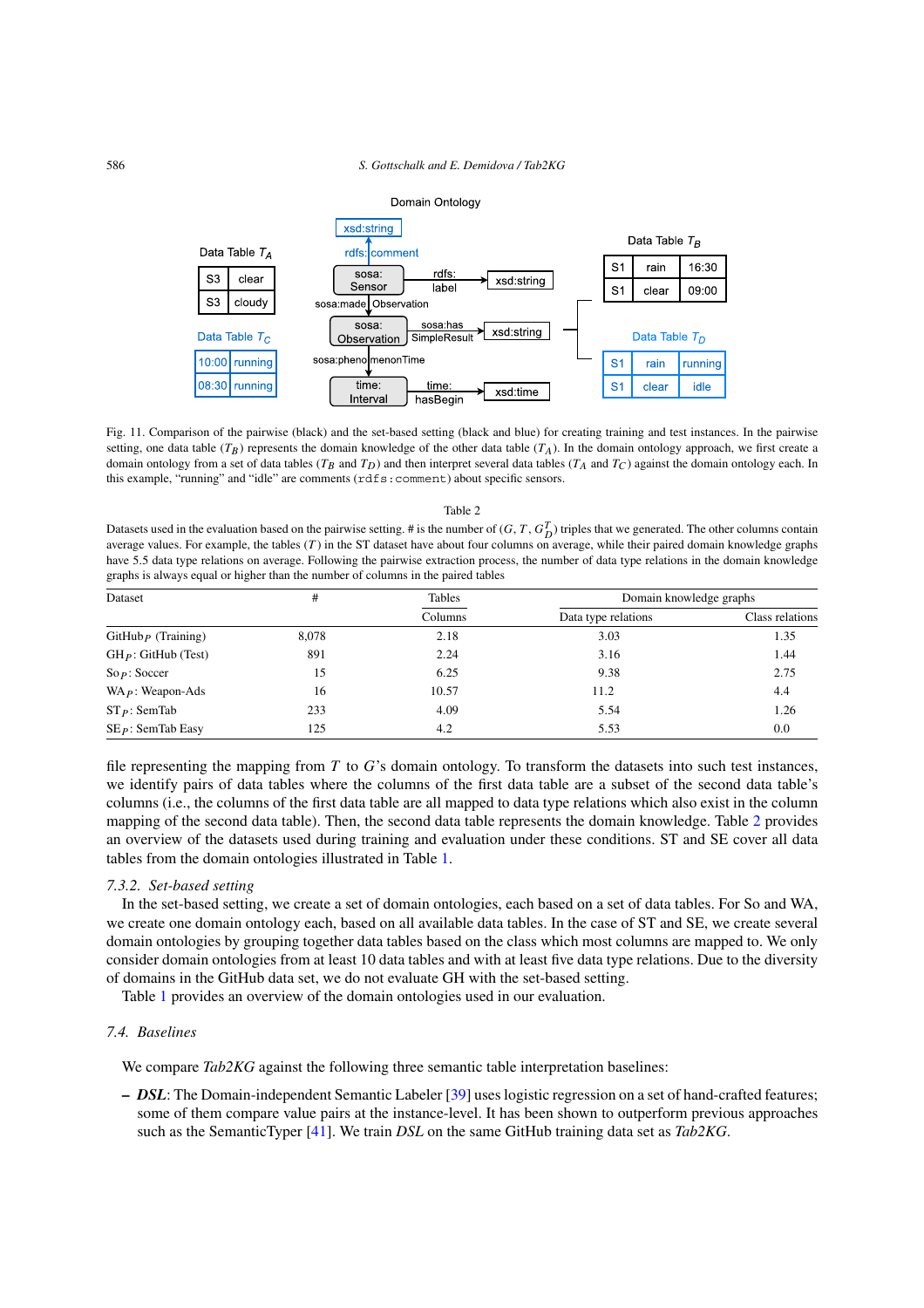Fig. 11. Comparison of the pairwise (black) and the set-based setting (black and blue) for creating training and test instances. In the pairwise setting, one data table ($T_B$) represents the domain knowledge of the other data table ($T_A$). In the domain ontology approach, we first create a domain ontology from a set of data tables ($T_B$ and $T_D$) and then interpret several data tables ($T_A$ and $T_C$) against the domain ontology each. In this example, "running" and "idle" are comments (`rdfs:comment`) about specific sensors.

Table 2

Datasets used in the evaluation based on the pairwise setting. # is the number of $(G, T, G^T_D)$ triples that we generated. The other columns contain average values. For example, the tables ($T$) in the ST dataset have about four columns on average, while their paired domain knowledge graphs have 5.5 data type relations on average. Following the pairwise extraction process, the number of data type relations in the domain knowledge graphs is always equal or higher than the number of columns in the paired tables

| Dataset | # | Tables | Domain knowledge graphs | |
|---|---|---|---|---|
| | | Columns | Data type relations | Class relations |
| GitHub$_P$ (Training) | 8,078 | 2.18 | 3.03 | 1.35 |
| GH$_P$: GitHub (Test) | 891 | 2.24 | 3.16 | 1.44 |
| So$_P$: Soccer | 15 | 6.25 | 9.38 | 2.75 |
| WA$_P$: Weapon-Ads | 16 | 10.57 | 11.2 | 4.4 |
| ST$_P$: SemTab | 233 | 4.09 | 5.54 | 1.26 |
| SE$_P$: SemTab Easy | 125 | 4.2 | 5.53 | 0.0 |

file representing the mapping from $T$ to $G$'s domain ontology. To transform the datasets into such test instances, we identify pairs of data tables where the columns of the first data table are a subset of the second data table's columns (i.e., the columns of the first data table are all mapped to data type relations which also exist in the column mapping of the second data table). Then, the second data table represents the domain knowledge. Table 2 provides an overview of the datasets used during training and evaluation under these conditions. ST and SE cover all data tables from the domain ontologies illustrated in Table 1.

### 7.3.2. Set-based setting

In the set-based setting, we create a set of domain ontologies, each based on a set of data tables. For So and WA, we create one domain ontology each, based on all available data tables. In the case of ST and SE, we create several domain ontologies by grouping together data tables based on the class which most columns are mapped to. We only consider domain ontologies from at least 10 data tables and with at least five data type relations. Due to the diversity of domains in the GitHub data set, we do not evaluate GH with the set-based setting.

Table 1 provides an overview of the domain ontologies used in our evaluation.

## 7.4. Baselines

We compare *Tab2KG* against the following three semantic table interpretation baselines:

- ***DSL***: The Domain-independent Semantic Labeler [39] uses logistic regression on a set of hand-crafted features; some of them compare value pairs at the instance-level. It has been shown to outperform previous approaches such as the SemanticTyper [41]. We train *DSL* on the same GitHub training data set as *Tab2KG*.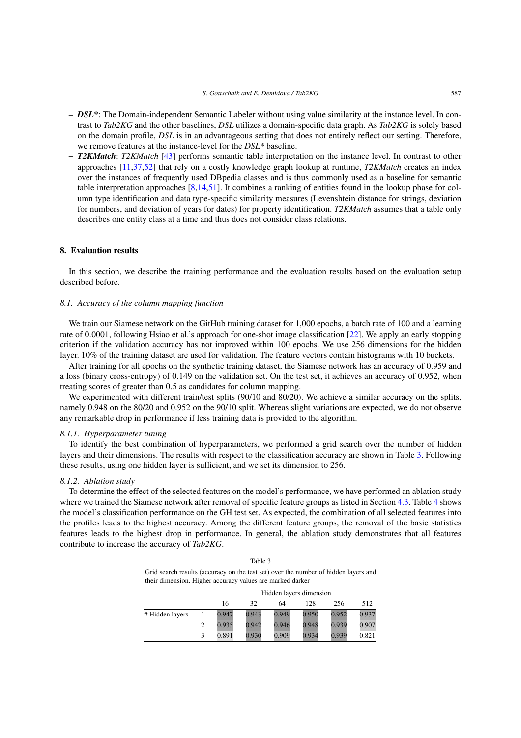- ***DSL****: The Domain-independent Semantic Labeler without using value similarity at the instance level. In contrast to *Tab2KG* and the other baselines, *DSL* utilizes a domain-specific data graph. As *Tab2KG* is solely based on the domain profile, *DSL* is in an advantageous setting that does not entirely reflect our setting. Therefore, we remove features at the instance-level for the *DSL** baseline.
- ***T2KMatch***: *T2KMatch* [43] performs semantic table interpretation on the instance level. In contrast to other approaches [11,37,52] that rely on a costly knowledge graph lookup at runtime, *T2KMatch* creates an index over the instances of frequently used DBpedia classes and is thus commonly used as a baseline for semantic table interpretation approaches [8,14,51]. It combines a ranking of entities found in the lookup phase for column type identification and data type-specific similarity measures (Levenshtein distance for strings, deviation for numbers, and deviation of years for dates) for property identification. *T2KMatch* assumes that a table only describes one entity class at a time and thus does not consider class relations.

## 8. Evaluation results

In this section, we describe the training performance and the evaluation results based on the evaluation setup described before.

### 8.1. Accuracy of the column mapping function

We train our Siamese network on the GitHub training dataset for 1,000 epochs, a batch rate of 100 and a learning rate of 0.0001, following Hsiao et al.'s approach for one-shot image classification [22]. We apply an early stopping criterion if the validation accuracy has not improved within 100 epochs. We use 256 dimensions for the hidden layer. 10% of the training dataset are used for validation. The feature vectors contain histograms with 10 buckets.

After training for all epochs on the synthetic training dataset, the Siamese network has an accuracy of 0.959 and a loss (binary cross-entropy) of 0.149 on the validation set. On the test set, it achieves an accuracy of 0.952, when treating scores of greater than 0.5 as candidates for column mapping.

We experimented with different train/test splits (90/10 and 80/20). We achieve a similar accuracy on the splits, namely 0.948 on the 80/20 and 0.952 on the 90/10 split. Whereas slight variations are expected, we do not observe any remarkable drop in performance if less training data is provided to the algorithm.

#### 8.1.1. Hyperparameter tuning

To identify the best combination of hyperparameters, we performed a grid search over the number of hidden layers and their dimensions. The results with respect to the classification accuracy are shown in Table 3. Following these results, using one hidden layer is sufficient, and we set its dimension to 256.

#### 8.1.2. Ablation study

To determine the effect of the selected features on the model's performance, we have performed an ablation study where we trained the Siamese network after removal of specific feature groups as listed in Section 4.3. Table 4 shows the model's classification performance on the GH test set. As expected, the combination of all selected features into the profiles leads to the highest accuracy. Among the different feature groups, the removal of the basic statistics features leads to the highest drop in performance. In general, the ablation study demonstrates that all features contribute to increase the accuracy of *Tab2KG*.

Table 3

Grid search results (accuracy on the test set) over the number of hidden layers and their dimension. Higher accuracy values are marked darker

| | | Hidden layers dimension | | | | | |
|---|---|---|---|---|---|---|---|
| | | 16 | 32 | 64 | 128 | 256 | 512 |
| # Hidden layers | 1 | 0.947 | 0.943 | 0.949 | 0.950 | 0.952 | 0.937 |
| | 2 | 0.935 | 0.942 | 0.946 | 0.948 | 0.939 | 0.907 |
| | 3 | 0.891 | 0.930 | 0.909 | 0.934 | 0.939 | 0.821 |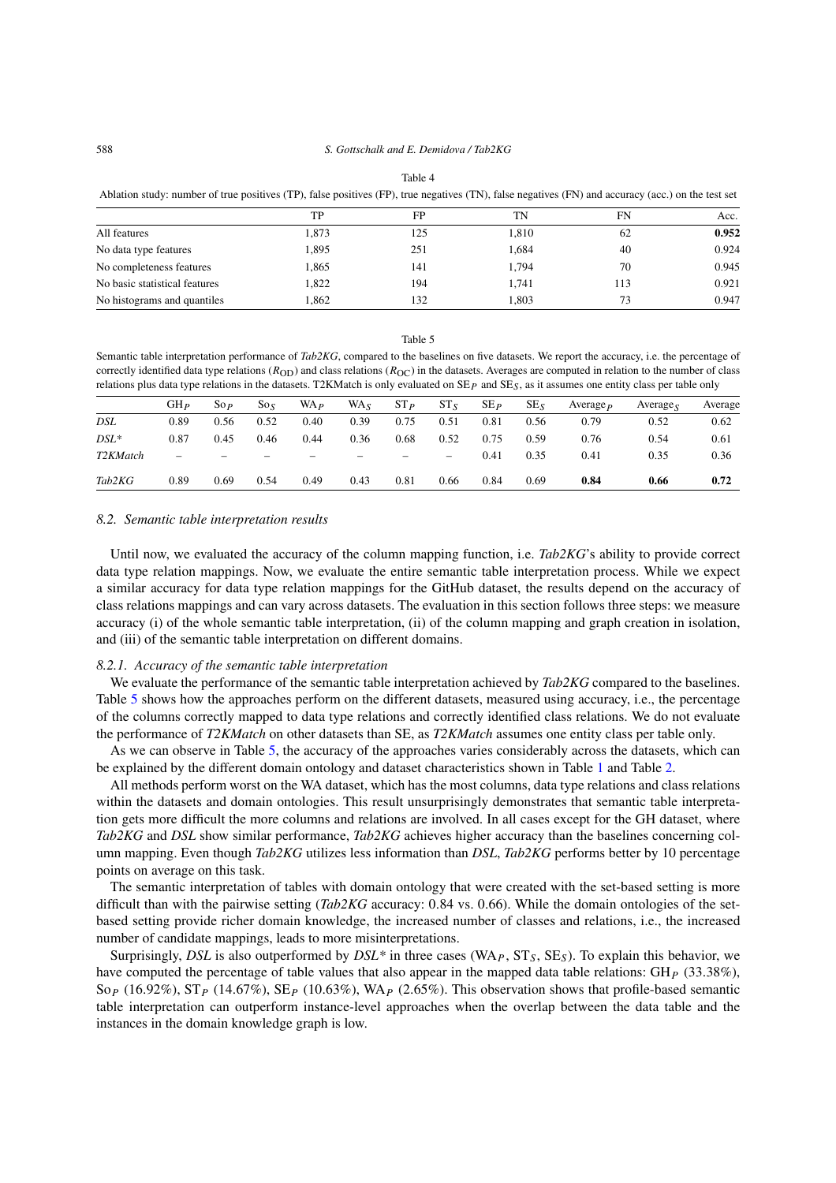Table 4

Ablation study: number of true positives (TP), false positives (FP), true negatives (TN), false negatives (FN) and accuracy (acc.) on the test set

| | TP | FP | TN | FN | Acc. |
|---|---|---|---|---|---|
| All features | 1,873 | 125 | 1,810 | 62 | **0.952** |
| No data type features | 1,895 | 251 | 1,684 | 40 | 0.924 |
| No completeness features | 1,865 | 141 | 1,794 | 70 | 0.945 |
| No basic statistical features | 1,822 | 194 | 1,741 | 113 | 0.921 |
| No histograms and quantiles | 1,862 | 132 | 1,803 | 73 | 0.947 |

Table 5

Semantic table interpretation performance of *Tab2KG*, compared to the baselines on five datasets. We report the accuracy, i.e. the percentage of correctly identified data type relations ($R_{\mathrm{OD}}$) and class relations ($R_{\mathrm{OC}}$) in the datasets. Averages are computed in relation to the number of class relations plus data type relations in the datasets. T2KMatch is only evaluated on $\mathrm{SE}_P$ and $\mathrm{SE}_S$, as it assumes one entity class per table only

| | $\mathrm{GH}_P$ | $\mathrm{So}_P$ | $\mathrm{So}_S$ | $\mathrm{WA}_P$ | $\mathrm{WA}_S$ | $\mathrm{ST}_P$ | $\mathrm{ST}_S$ | $\mathrm{SE}_P$ | $\mathrm{SE}_S$ | $\mathrm{Average}_P$ | $\mathrm{Average}_S$ | Average |
|---|---|---|---|---|---|---|---|---|---|---|---|---|
| *DSL* | 0.89 | 0.56 | 0.52 | 0.40 | 0.39 | 0.75 | 0.51 | 0.81 | 0.56 | 0.79 | 0.52 | 0.62 |
| *DSL\** | 0.87 | 0.45 | 0.46 | 0.44 | 0.36 | 0.68 | 0.52 | 0.75 | 0.59 | 0.76 | 0.54 | 0.61 |
| *T2KMatch* | – | – | – | – | – | – | – | 0.41 | 0.35 | 0.41 | 0.35 | 0.36 |
| *Tab2KG* | 0.89 | 0.69 | 0.54 | 0.49 | 0.43 | 0.81 | 0.66 | 0.84 | 0.69 | **0.84** | **0.66** | **0.72** |

### 8.2. Semantic table interpretation results

Until now, we evaluated the accuracy of the column mapping function, i.e. *Tab2KG*'s ability to provide correct data type relation mappings. Now, we evaluate the entire semantic table interpretation process. While we expect a similar accuracy for data type relation mappings for the GitHub dataset, the results depend on the accuracy of class relations mappings and can vary across datasets. The evaluation in this section follows three steps: we measure accuracy (i) of the whole semantic table interpretation, (ii) of the column mapping and graph creation in isolation, and (iii) of the semantic table interpretation on different domains.

#### 8.2.1. Accuracy of the semantic table interpretation

We evaluate the performance of the semantic table interpretation achieved by *Tab2KG* compared to the baselines. Table 5 shows how the approaches perform on the different datasets, measured using accuracy, i.e., the percentage of the columns correctly mapped to data type relations and correctly identified class relations. We do not evaluate the performance of *T2KMatch* on other datasets than SE, as *T2KMatch* assumes one entity class per table only.

As we can observe in Table 5, the accuracy of the approaches varies considerably across the datasets, which can be explained by the different domain ontology and dataset characteristics shown in Table 1 and Table 2.

All methods perform worst on the WA dataset, which has the most columns, data type relations and class relations within the datasets and domain ontologies. This result unsurprisingly demonstrates that semantic table interpretation gets more difficult the more columns and relations are involved. In all cases except for the GH dataset, where *Tab2KG* and *DSL* show similar performance, *Tab2KG* achieves higher accuracy than the baselines concerning column mapping. Even though *Tab2KG* utilizes less information than *DSL*, *Tab2KG* performs better by 10 percentage points on average on this task.

The semantic interpretation of tables with domain ontology that were created with the set-based setting is more difficult than with the pairwise setting (*Tab2KG* accuracy: 0.84 vs. 0.66). While the domain ontologies of the set-based setting provide richer domain knowledge, the increased number of classes and relations, i.e., the increased number of candidate mappings, leads to more misinterpretations.

Surprisingly, *DSL* is also outperformed by *DSL\** in three cases ($\mathrm{WA}_P$, $\mathrm{ST}_S$, $\mathrm{SE}_S$). To explain this behavior, we have computed the percentage of table values that also appear in the mapped data table relations: $\mathrm{GH}_P$ (33.38%), $\mathrm{So}_P$ (16.92%), $\mathrm{ST}_P$ (14.67%), $\mathrm{SE}_P$ (10.63%), $\mathrm{WA}_P$ (2.65%). This observation shows that profile-based semantic table interpretation can outperform instance-level approaches when the overlap between the data table and the instances in the domain knowledge graph is low.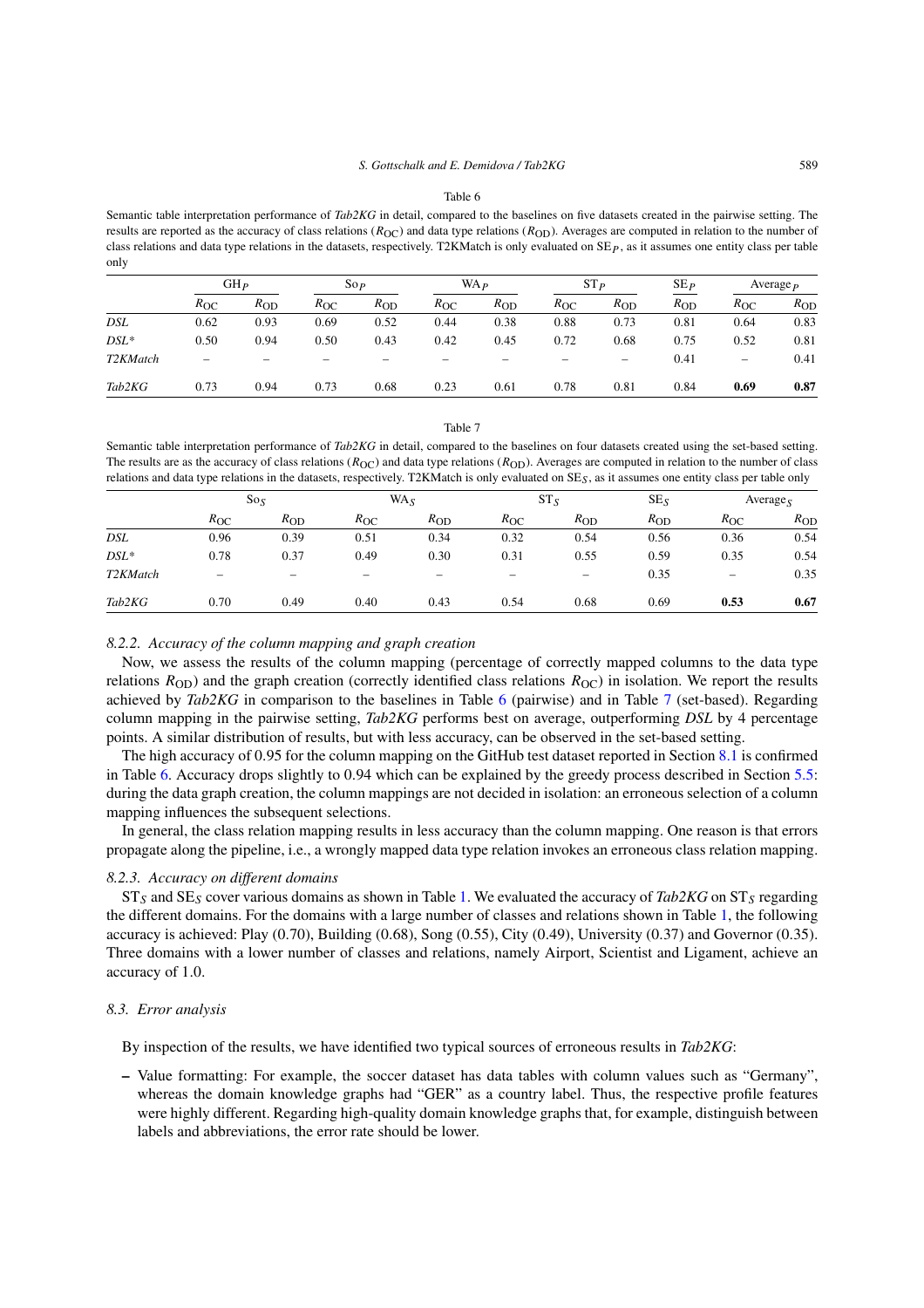Table 6

Semantic table interpretation performance of *Tab2KG* in detail, compared to the baselines on five datasets created in the pairwise setting. The results are reported as the accuracy of class relations ($R_{OC}$) and data type relations ($R_{OD}$). Averages are computed in relation to the number of class relations and data type relations in the datasets, respectively. T2KMatch is only evaluated on $SE_P$, as it assumes one entity class per table only

| | $GH_P$ | | $So_P$ | | $WA_P$ | | $ST_P$ | | $SE_P$ | $Average_P$ | |
|---|---|---|---|---|---|---|---|---|---|---|---|
| | $R_{OC}$ | $R_{OD}$ | $R_{OC}$ | $R_{OD}$ | $R_{OC}$ | $R_{OD}$ | $R_{OC}$ | $R_{OD}$ | $R_{OD}$ | $R_{OC}$ | $R_{OD}$ |
| *DSL* | 0.62 | 0.93 | 0.69 | 0.52 | 0.44 | 0.38 | 0.88 | 0.73 | 0.81 | 0.64 | 0.83 |
| *DSL\** | 0.50 | 0.94 | 0.50 | 0.43 | 0.42 | 0.45 | 0.72 | 0.68 | 0.75 | 0.52 | 0.81 |
| *T2KMatch* | – | – | – | – | – | – | – | – | 0.41 | – | 0.41 |
| *Tab2KG* | 0.73 | 0.94 | 0.73 | 0.68 | 0.23 | 0.61 | 0.78 | 0.81 | 0.84 | **0.69** | **0.87** |

Table 7

Semantic table interpretation performance of *Tab2KG* in detail, compared to the baselines on four datasets created using the set-based setting. The results are as the accuracy of class relations ($R_{OC}$) and data type relations ($R_{OD}$). Averages are computed in relation to the number of class relations and data type relations in the datasets, respectively. T2KMatch is only evaluated on $SE_S$, as it assumes one entity class per table only

| | $So_S$ | | $WA_S$ | | $ST_S$ | | $SE_S$ | $Average_S$ | |
|---|---|---|---|---|---|---|---|---|---|
| | $R_{OC}$ | $R_{OD}$ | $R_{OC}$ | $R_{OD}$ | $R_{OC}$ | $R_{OD}$ | $R_{OD}$ | $R_{OC}$ | $R_{OD}$ |
| *DSL* | 0.96 | 0.39 | 0.51 | 0.34 | 0.32 | 0.54 | 0.56 | 0.36 | 0.54 |
| *DSL\** | 0.78 | 0.37 | 0.49 | 0.30 | 0.31 | 0.55 | 0.59 | 0.35 | 0.54 |
| *T2KMatch* | – | – | – | – | – | – | 0.35 | – | 0.35 |
| *Tab2KG* | 0.70 | 0.49 | 0.40 | 0.43 | 0.54 | 0.68 | 0.69 | **0.53** | **0.67** |

#### *8.2.2. Accuracy of the column mapping and graph creation*

Now, we assess the results of the column mapping (percentage of correctly mapped columns to the data type relations $R_{OD}$) and the graph creation (correctly identified class relations $R_{OC}$) in isolation. We report the results achieved by *Tab2KG* in comparison to the baselines in Table 6 (pairwise) and in Table 7 (set-based). Regarding column mapping in the pairwise setting, *Tab2KG* performs best on average, outperforming *DSL* by 4 percentage points. A similar distribution of results, but with less accuracy, can be observed in the set-based setting.

The high accuracy of 0.95 for the column mapping on the GitHub test dataset reported in Section 8.1 is confirmed in Table 6. Accuracy drops slightly to 0.94 which can be explained by the greedy process described in Section 5.5: during the data graph creation, the column mappings are not decided in isolation: an erroneous selection of a column mapping influences the subsequent selections.

In general, the class relation mapping results in less accuracy than the column mapping. One reason is that errors propagate along the pipeline, i.e., a wrongly mapped data type relation invokes an erroneous class relation mapping.

#### *8.2.3. Accuracy on different domains*

$ST_S$ and $SE_S$ cover various domains as shown in Table 1. We evaluated the accuracy of *Tab2KG* on $ST_S$ regarding the different domains. For the domains with a large number of classes and relations shown in Table 1, the following accuracy is achieved: Play (0.70), Building (0.68), Song (0.55), City (0.49), University (0.37) and Governor (0.35). Three domains with a lower number of classes and relations, namely Airport, Scientist and Ligament, achieve an accuracy of 1.0.

### *8.3. Error analysis*

By inspection of the results, we have identified two typical sources of erroneous results in *Tab2KG*:

- Value formatting: For example, the soccer dataset has data tables with column values such as "Germany", whereas the domain knowledge graphs had "GER" as a country label. Thus, the respective profile features were highly different. Regarding high-quality domain knowledge graphs that, for example, distinguish between labels and abbreviations, the error rate should be lower.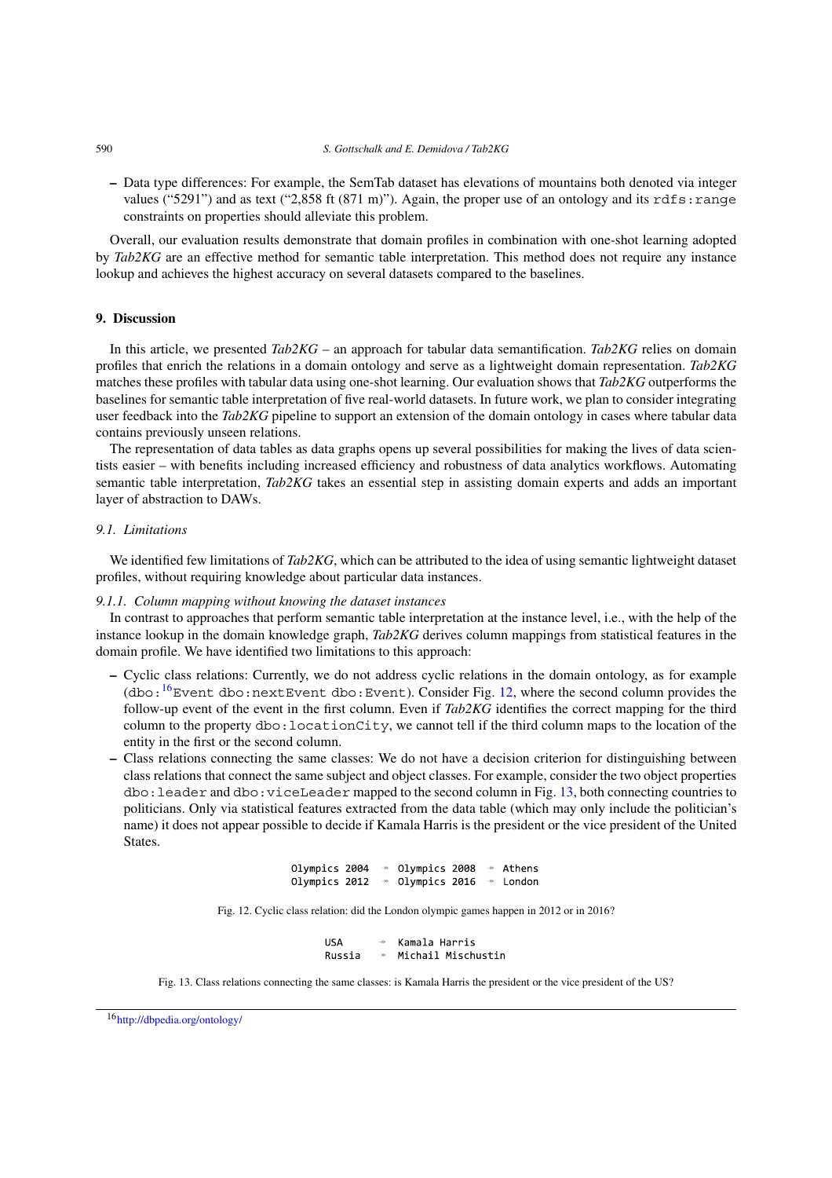- Data type differences: For example, the SemTab dataset has elevations of mountains both denoted via integer values ("5291") and as text ("2,858 ft (871 m)"). Again, the proper use of an ontology and its `rdfs:range` constraints on properties should alleviate this problem.

Overall, our evaluation results demonstrate that domain profiles in combination with one-shot learning adopted by *Tab2KG* are an effective method for semantic table interpretation. This method does not require any instance lookup and achieves the highest accuracy on several datasets compared to the baselines.

## 9. Discussion

In this article, we presented *Tab2KG* – an approach for tabular data semantification. *Tab2KG* relies on domain profiles that enrich the relations in a domain ontology and serve as a lightweight domain representation. *Tab2KG* matches these profiles with tabular data using one-shot learning. Our evaluation shows that *Tab2KG* outperforms the baselines for semantic table interpretation of five real-world datasets. In future work, we plan to consider integrating user feedback into the *Tab2KG* pipeline to support an extension of the domain ontology in cases where tabular data contains previously unseen relations.

The representation of data tables as data graphs opens up several possibilities for making the lives of data scientists easier – with benefits including increased efficiency and robustness of data analytics workflows. Automating semantic table interpretation, *Tab2KG* takes an essential step in assisting domain experts and adds an important layer of abstraction to DAWs.

### 9.1. Limitations

We identified few limitations of *Tab2KG*, which can be attributed to the idea of using semantic lightweight dataset profiles, without requiring knowledge about particular data instances.

#### 9.1.1. Column mapping without knowing the dataset instances

In contrast to approaches that perform semantic table interpretation at the instance level, i.e., with the help of the instance lookup in the domain knowledge graph, *Tab2KG* derives column mappings from statistical features in the domain profile. We have identified two limitations to this approach:

- Cyclic class relations: Currently, we do not address cyclic relations in the domain ontology, as for example (`dbo:`[16]`Event dbo:nextEvent dbo:Event`). Consider Fig. 12, where the second column provides the follow-up event of the event in the first column. Even if *Tab2KG* identifies the correct mapping for the third column to the property `dbo:locationCity`, we cannot tell if the third column maps to the location of the entity in the first or the second column.
- Class relations connecting the same classes: We do not have a decision criterion for distinguishing between class relations that connect the same subject and object classes. For example, consider the two object properties `dbo:leader` and `dbo:viceLeader` mapped to the second column in Fig. 13, both connecting countries to politicians. Only via statistical features extracted from the data table (which may only include the politician's name) it does not appear possible to decide if Kamala Harris is the president or the vice president of the United States.

```
Olympics 2004  ↠  Olympics 2008  ↠  Athens
Olympics 2012  ↠  Olympics 2016  ↠  London
```

Fig. 12. Cyclic class relation: did the London olympic games happen in 2012 or in 2016?

```
USA      ↠  Kamala Harris
Russia   ↠  Michail Mischustin
```

Fig. 13. Class relations connecting the same classes: is Kamala Harris the president or the vice president of the US?

[16] http://dbpedia.org/ontology/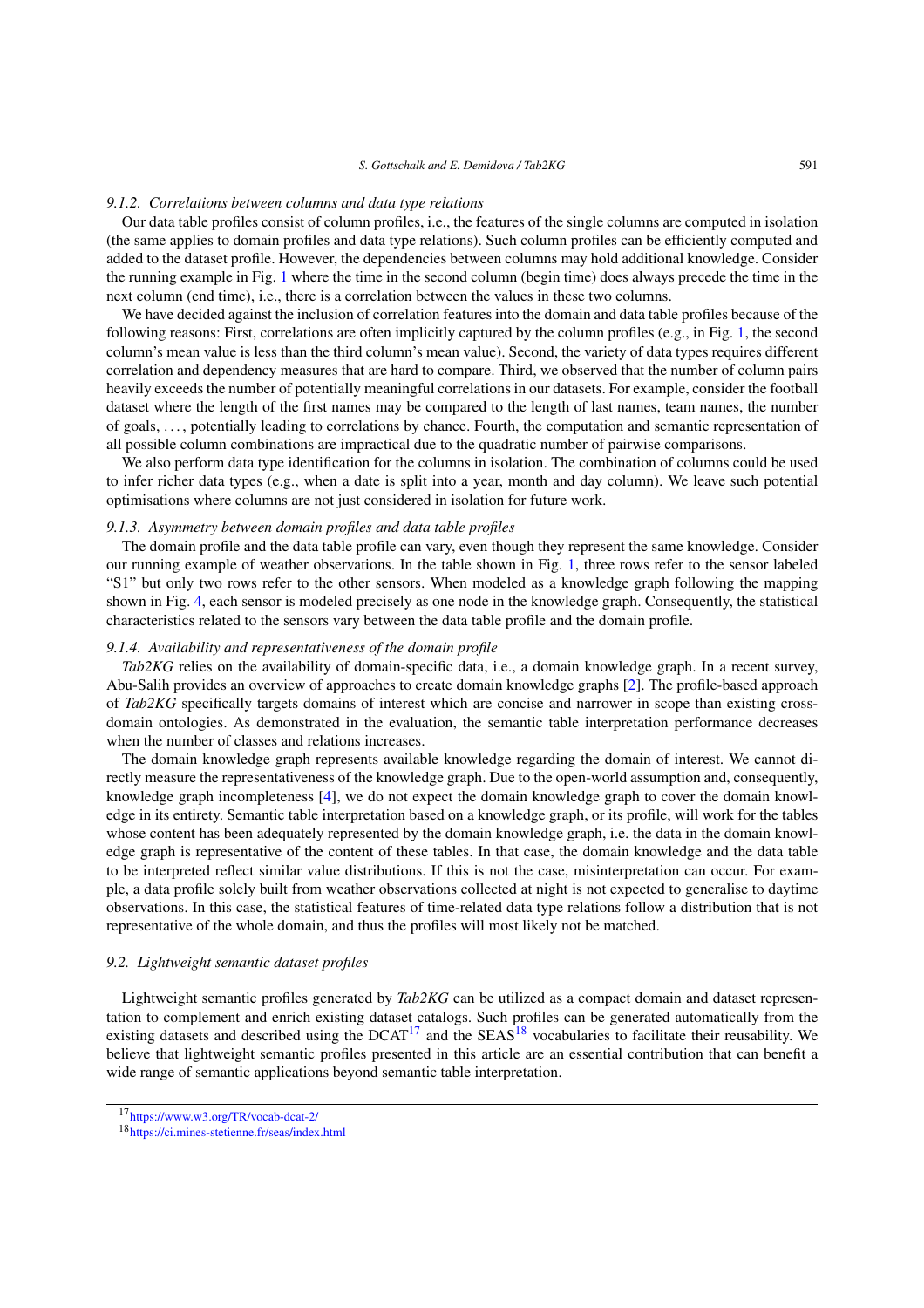#### *9.1.2. Correlations between columns and data type relations*

Our data table profiles consist of column profiles, i.e., the features of the single columns are computed in isolation (the same applies to domain profiles and data type relations). Such column profiles can be efficiently computed and added to the dataset profile. However, the dependencies between columns may hold additional knowledge. Consider the running example in Fig. 1 where the time in the second column (begin time) does always precede the time in the next column (end time), i.e., there is a correlation between the values in these two columns.

We have decided against the inclusion of correlation features into the domain and data table profiles because of the following reasons: First, correlations are often implicitly captured by the column profiles (e.g., in Fig. 1, the second column's mean value is less than the third column's mean value). Second, the variety of data types requires different correlation and dependency measures that are hard to compare. Third, we observed that the number of column pairs heavily exceeds the number of potentially meaningful correlations in our datasets. For example, consider the football dataset where the length of the first names may be compared to the length of last names, team names, the number of goals, ..., potentially leading to correlations by chance. Fourth, the computation and semantic representation of all possible column combinations are impractical due to the quadratic number of pairwise comparisons.

We also perform data type identification for the columns in isolation. The combination of columns could be used to infer richer data types (e.g., when a date is split into a year, month and day column). We leave such potential optimisations where columns are not just considered in isolation for future work.

#### *9.1.3. Asymmetry between domain profiles and data table profiles*

The domain profile and the data table profile can vary, even though they represent the same knowledge. Consider our running example of weather observations. In the table shown in Fig. 1, three rows refer to the sensor labeled "S1" but only two rows refer to the other sensors. When modeled as a knowledge graph following the mapping shown in Fig. 4, each sensor is modeled precisely as one node in the knowledge graph. Consequently, the statistical characteristics related to the sensors vary between the data table profile and the domain profile.

#### *9.1.4. Availability and representativeness of the domain profile*

*Tab2KG* relies on the availability of domain-specific data, i.e., a domain knowledge graph. In a recent survey, Abu-Salih provides an overview of approaches to create domain knowledge graphs [2]. The profile-based approach of *Tab2KG* specifically targets domains of interest which are concise and narrower in scope than existing cross-domain ontologies. As demonstrated in the evaluation, the semantic table interpretation performance decreases when the number of classes and relations increases.

The domain knowledge graph represents available knowledge regarding the domain of interest. We cannot directly measure the representativeness of the knowledge graph. Due to the open-world assumption and, consequently, knowledge graph incompleteness [4], we do not expect the domain knowledge graph to cover the domain knowledge in its entirety. Semantic table interpretation based on a knowledge graph, or its profile, will work for the tables whose content has been adequately represented by the domain knowledge graph, i.e. the data in the domain knowledge graph is representative of the content of these tables. In that case, the domain knowledge and the data table to be interpreted reflect similar value distributions. If this is not the case, misinterpretation can occur. For example, a data profile solely built from weather observations collected at night is not expected to generalise to daytime observations. In this case, the statistical features of time-related data type relations follow a distribution that is not representative of the whole domain, and thus the profiles will most likely not be matched.

### *9.2. Lightweight semantic dataset profiles*

Lightweight semantic profiles generated by *Tab2KG* can be utilized as a compact domain and dataset representation to complement and enrich existing dataset catalogs. Such profiles can be generated automatically from the existing datasets and described using the DCAT[17] and the SEAS[18] vocabularies to facilitate their reusability. We believe that lightweight semantic profiles presented in this article are an essential contribution that can benefit a wide range of semantic applications beyond semantic table interpretation.

---

[17] https://www.w3.org/TR/vocab-dcat-2/

[18] https://ci.mines-stetienne.fr/seas/index.html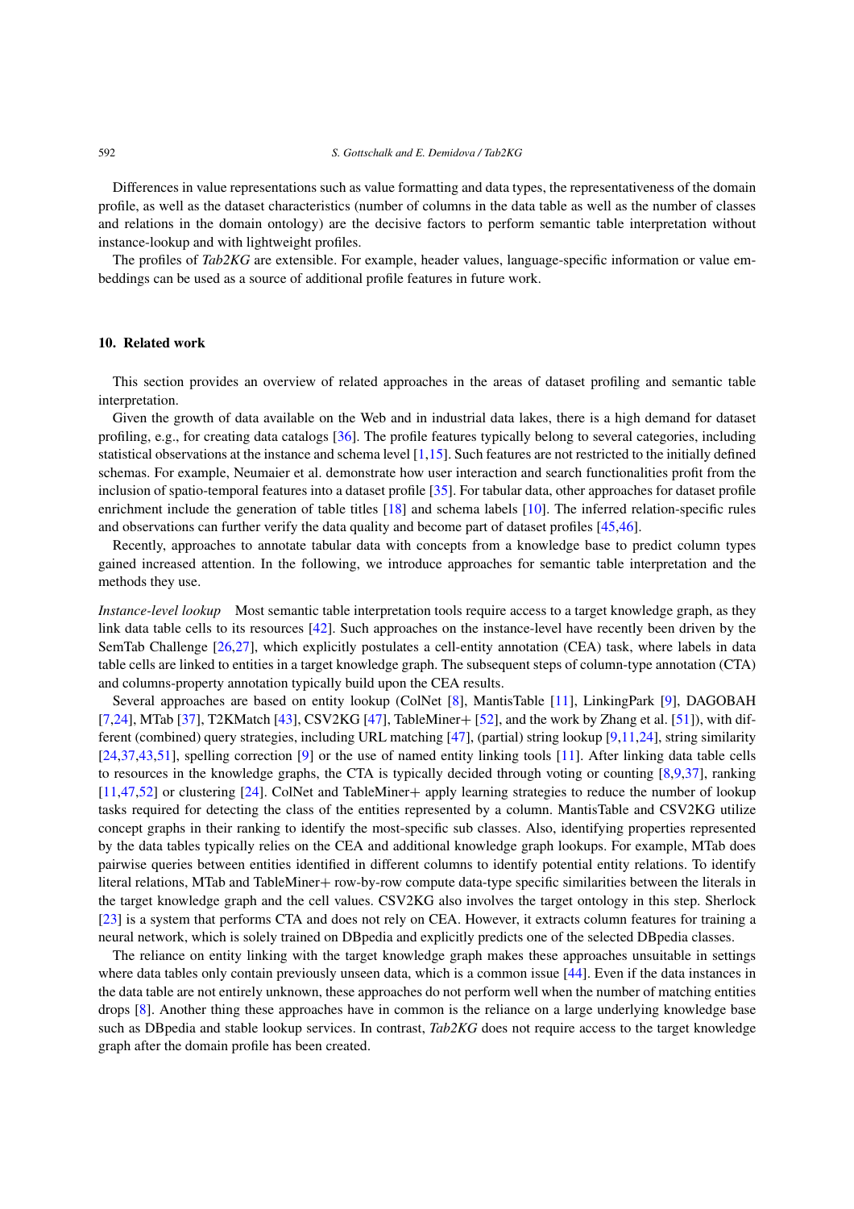Differences in value representations such as value formatting and data types, the representativeness of the domain profile, as well as the dataset characteristics (number of columns in the data table as well as the number of classes and relations in the domain ontology) are the decisive factors to perform semantic table interpretation without instance-lookup and with lightweight profiles.

The profiles of *Tab2KG* are extensible. For example, header values, language-specific information or value embeddings can be used as a source of additional profile features in future work.

## 10. Related work

This section provides an overview of related approaches in the areas of dataset profiling and semantic table interpretation.

Given the growth of data available on the Web and in industrial data lakes, there is a high demand for dataset profiling, e.g., for creating data catalogs [36]. The profile features typically belong to several categories, including statistical observations at the instance and schema level [1,15]. Such features are not restricted to the initially defined schemas. For example, Neumaier et al. demonstrate how user interaction and search functionalities profit from the inclusion of spatio-temporal features into a dataset profile [35]. For tabular data, other approaches for dataset profile enrichment include the generation of table titles [18] and schema labels [10]. The inferred relation-specific rules and observations can further verify the data quality and become part of dataset profiles [45,46].

Recently, approaches to annotate tabular data with concepts from a knowledge base to predict column types gained increased attention. In the following, we introduce approaches for semantic table interpretation and the methods they use.

*Instance-level lookup* Most semantic table interpretation tools require access to a target knowledge graph, as they link data table cells to its resources [42]. Such approaches on the instance-level have recently been driven by the SemTab Challenge [26,27], which explicitly postulates a cell-entity annotation (CEA) task, where labels in data table cells are linked to entities in a target knowledge graph. The subsequent steps of column-type annotation (CTA) and columns-property annotation typically build upon the CEA results.

Several approaches are based on entity lookup (ColNet [8], MantisTable [11], LinkingPark [9], DAGOBAH [7,24], MTab [37], T2KMatch [43], CSV2KG [47], TableMiner+ [52], and the work by Zhang et al. [51]), with different (combined) query strategies, including URL matching [47], (partial) string lookup [9,11,24], string similarity [24,37,43,51], spelling correction [9] or the use of named entity linking tools [11]. After linking data table cells to resources in the knowledge graphs, the CTA is typically decided through voting or counting [8,9,37], ranking [11,47,52] or clustering [24]. ColNet and TableMiner+ apply learning strategies to reduce the number of lookup tasks required for detecting the class of the entities represented by a column. MantisTable and CSV2KG utilize concept graphs in their ranking to identify the most-specific sub classes. Also, identifying properties represented by the data tables typically relies on the CEA and additional knowledge graph lookups. For example, MTab does pairwise queries between entities identified in different columns to identify potential entity relations. To identify literal relations, MTab and TableMiner+ row-by-row compute data-type specific similarities between the literals in the target knowledge graph and the cell values. CSV2KG also involves the target ontology in this step. Sherlock [23] is a system that performs CTA and does not rely on CEA. However, it extracts column features for training a neural network, which is solely trained on DBpedia and explicitly predicts one of the selected DBpedia classes.

The reliance on entity linking with the target knowledge graph makes these approaches unsuitable in settings where data tables only contain previously unseen data, which is a common issue [44]. Even if the data instances in the data table are not entirely unknown, these approaches do not perform well when the number of matching entities drops [8]. Another thing these approaches have in common is the reliance on a large underlying knowledge base such as DBpedia and stable lookup services. In contrast, *Tab2KG* does not require access to the target knowledge graph after the domain profile has been created.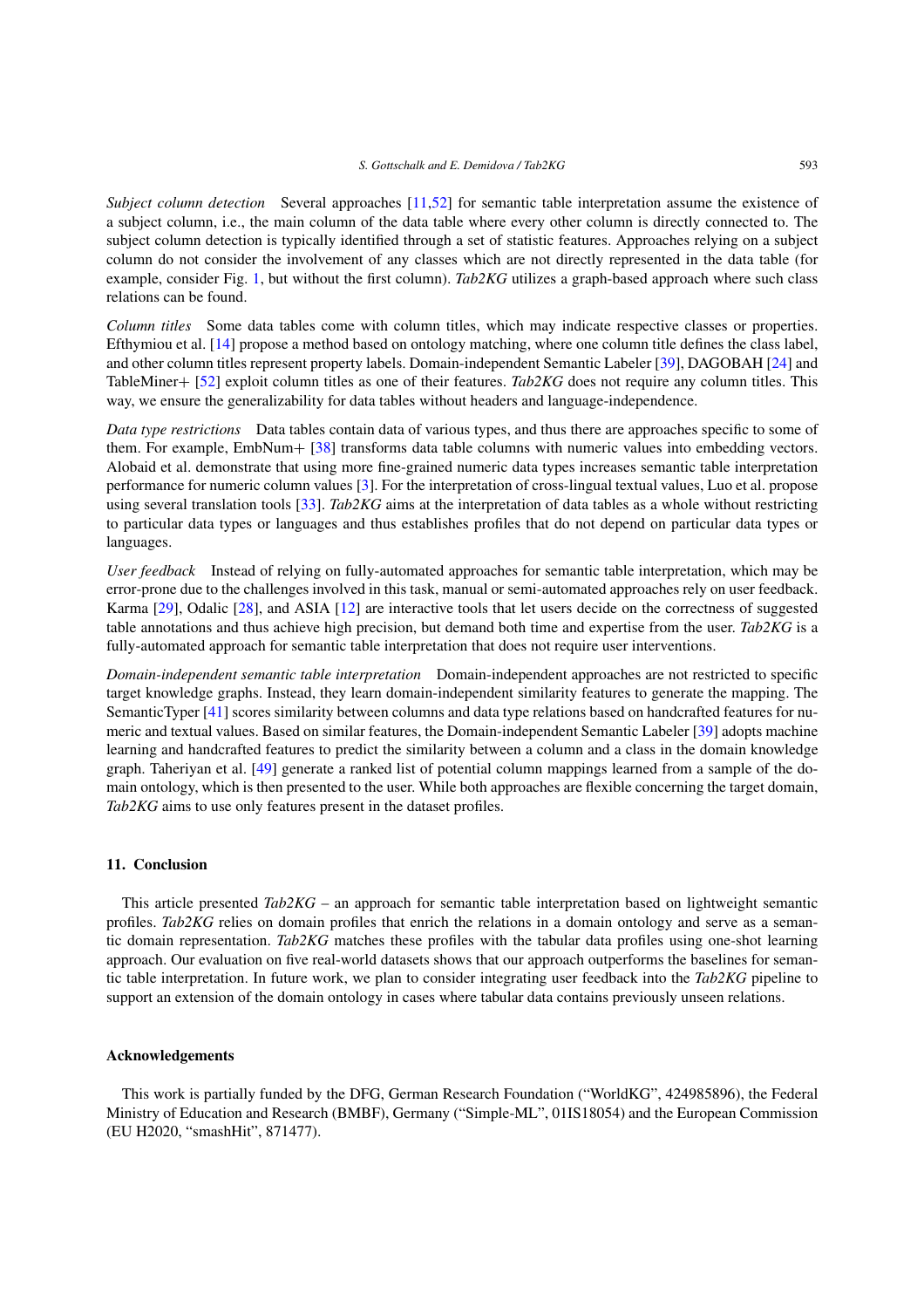*Subject column detection* Several approaches [11,52] for semantic table interpretation assume the existence of a subject column, i.e., the main column of the data table where every other column is directly connected to. The subject column detection is typically identified through a set of statistic features. Approaches relying on a subject column do not consider the involvement of any classes which are not directly represented in the data table (for example, consider Fig. 1, but without the first column). *Tab2KG* utilizes a graph-based approach where such class relations can be found.

*Column titles* Some data tables come with column titles, which may indicate respective classes or properties. Efthymiou et al. [14] propose a method based on ontology matching, where one column title defines the class label, and other column titles represent property labels. Domain-independent Semantic Labeler [39], DAGOBAH [24] and TableMiner+ [52] exploit column titles as one of their features. *Tab2KG* does not require any column titles. This way, we ensure the generalizability for data tables without headers and language-independence.

*Data type restrictions* Data tables contain data of various types, and thus there are approaches specific to some of them. For example, EmbNum+ [38] transforms data table columns with numeric values into embedding vectors. Alobaid et al. demonstrate that using more fine-grained numeric data types increases semantic table interpretation performance for numeric column values [3]. For the interpretation of cross-lingual textual values, Luo et al. propose using several translation tools [33]. *Tab2KG* aims at the interpretation of data tables as a whole without restricting to particular data types or languages and thus establishes profiles that do not depend on particular data types or languages.

*User feedback* Instead of relying on fully-automated approaches for semantic table interpretation, which may be error-prone due to the challenges involved in this task, manual or semi-automated approaches rely on user feedback. Karma [29], Odalic [28], and ASIA [12] are interactive tools that let users decide on the correctness of suggested table annotations and thus achieve high precision, but demand both time and expertise from the user. *Tab2KG* is a fully-automated approach for semantic table interpretation that does not require user interventions.

*Domain-independent semantic table interpretation* Domain-independent approaches are not restricted to specific target knowledge graphs. Instead, they learn domain-independent similarity features to generate the mapping. The SemanticTyper [41] scores similarity between columns and data type relations based on handcrafted features for numeric and textual values. Based on similar features, the Domain-independent Semantic Labeler [39] adopts machine learning and handcrafted features to predict the similarity between a column and a class in the domain knowledge graph. Taheriyan et al. [49] generate a ranked list of potential column mappings learned from a sample of the domain ontology, which is then presented to the user. While both approaches are flexible concerning the target domain, *Tab2KG* aims to use only features present in the dataset profiles.

## 11. Conclusion

This article presented *Tab2KG* – an approach for semantic table interpretation based on lightweight semantic profiles. *Tab2KG* relies on domain profiles that enrich the relations in a domain ontology and serve as a semantic domain representation. *Tab2KG* matches these profiles with the tabular data profiles using one-shot learning approach. Our evaluation on five real-world datasets shows that our approach outperforms the baselines for semantic table interpretation. In future work, we plan to consider integrating user feedback into the *Tab2KG* pipeline to support an extension of the domain ontology in cases where tabular data contains previously unseen relations.

## Acknowledgements

This work is partially funded by the DFG, German Research Foundation ("WorldKG", 424985896), the Federal Ministry of Education and Research (BMBF), Germany ("Simple-ML", 01IS18054) and the European Commission (EU H2020, "smashHit", 871477).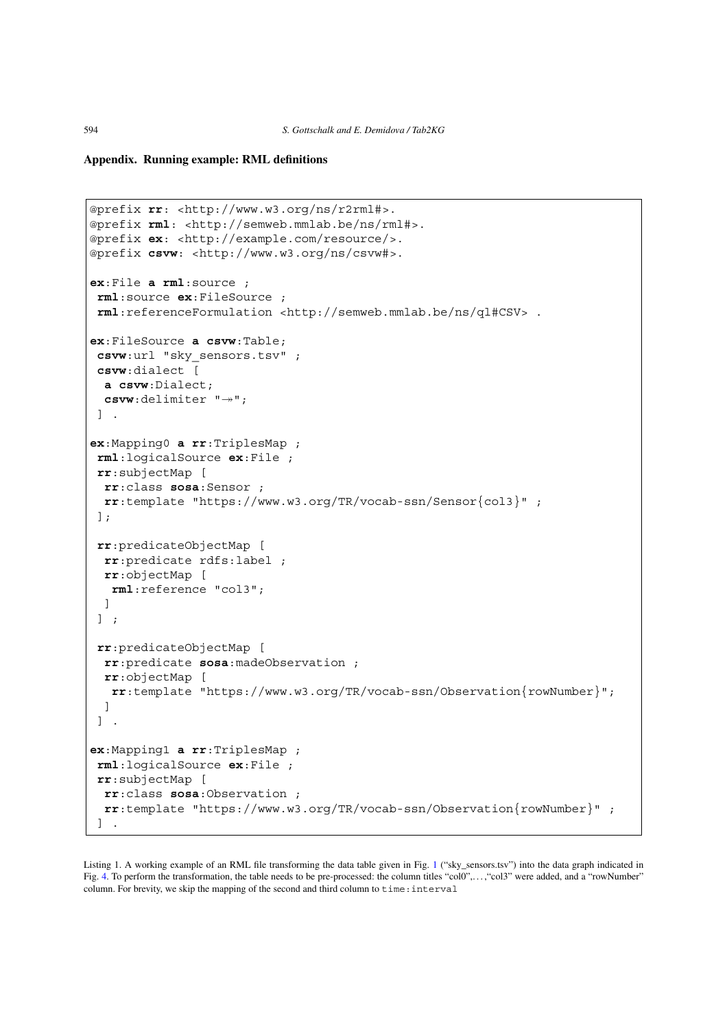## Appendix. Running example: RML definitions

```
@prefix rr: <http://www.w3.org/ns/r2rml#>.
@prefix rml: <http://semweb.mmlab.be/ns/rml#>.
@prefix ex: <http://example.com/resource/>.
@prefix csvw: <http://www.w3.org/ns/csvw#>.

ex:File a rml:source ;
 rml:source ex:FileSource ;
 rml:referenceFormulation <http://semweb.mmlab.be/ns/ql#CSV> .

ex:FileSource a csvw:Table;
 csvw:url "sky_sensors.tsv" ;
 csvw:dialect [
  a csvw:Dialect;
  csvw:delimiter "→";
 ] .

ex:Mapping0 a rr:TriplesMap ;
 rml:logicalSource ex:File ;
 rr:subjectMap [
  rr:class sosa:Sensor ;
  rr:template "https://www.w3.org/TR/vocab-ssn/Sensor{col3}" ;
 ];

 rr:predicateObjectMap [
  rr:predicate rdfs:label ;
  rr:objectMap [
   rml:reference "col3";
  ]
 ] ;

 rr:predicateObjectMap [
  rr:predicate sosa:madeObservation ;
  rr:objectMap [
   rr:template "https://www.w3.org/TR/vocab-ssn/Observation{rowNumber}";
  ]
 ] .

ex:Mapping1 a rr:TriplesMap ;
 rml:logicalSource ex:File ;
 rr:subjectMap [
  rr:class sosa:Observation ;
  rr:template "https://www.w3.org/TR/vocab-ssn/Observation{rowNumber}" ;
 ] .
```

Listing 1. A working example of an RML file transforming the data table given in Fig. 1 ("sky_sensors.tsv") into the data graph indicated in Fig. 4. To perform the transformation, the table needs to be pre-processed: the column titles "col0",…,"col3" were added, and a "rowNumber" column. For brevity, we skip the mapping of the second and third column to `time:interval`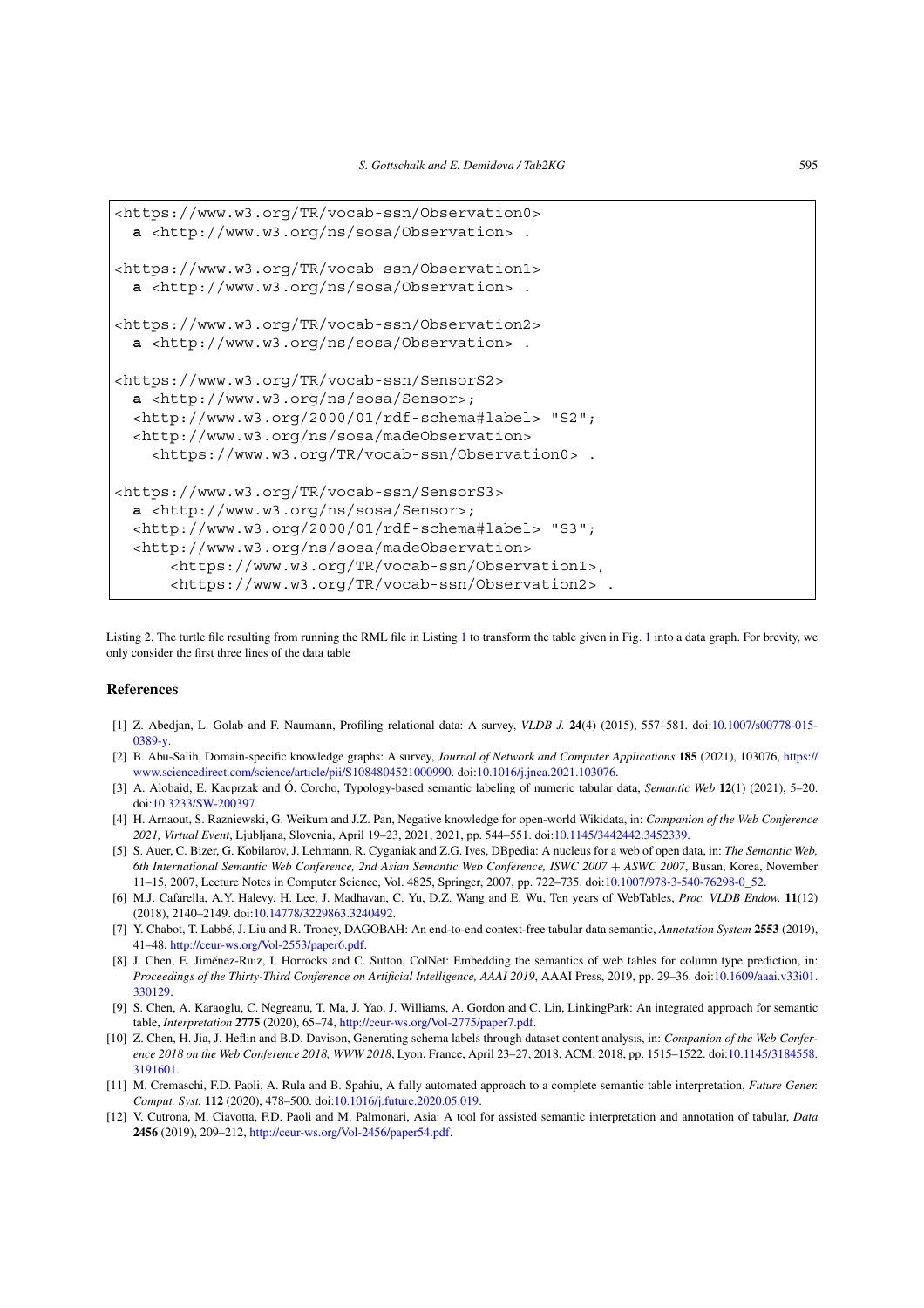```
<https://www.w3.org/TR/vocab-ssn/Observation0>
  a <http://www.w3.org/ns/sosa/Observation> .

<https://www.w3.org/TR/vocab-ssn/Observation1>
  a <http://www.w3.org/ns/sosa/Observation> .

<https://www.w3.org/TR/vocab-ssn/Observation2>
  a <http://www.w3.org/ns/sosa/Observation> .

<https://www.w3.org/TR/vocab-ssn/SensorS2>
  a <http://www.w3.org/ns/sosa/Sensor>;
  <http://www.w3.org/2000/01/rdf-schema#label> "S2";
  <http://www.w3.org/ns/sosa/madeObservation>
    <https://www.w3.org/TR/vocab-ssn/Observation0> .

<https://www.w3.org/TR/vocab-ssn/SensorS3>
  a <http://www.w3.org/ns/sosa/Sensor>;
  <http://www.w3.org/2000/01/rdf-schema#label> "S3";
  <http://www.w3.org/ns/sosa/madeObservation>
      <https://www.w3.org/TR/vocab-ssn/Observation1>,
      <https://www.w3.org/TR/vocab-ssn/Observation2> .
```

Listing 2. The turtle file resulting from running the RML file in Listing 1 to transform the table given in Fig. 1 into a data graph. For brevity, we only consider the first three lines of the data table

## References

[1] Z. Abedjan, L. Golab and F. Naumann, Profiling relational data: A survey, *VLDB J.* **24**(4) (2015), 557–581. doi:10.1007/s00778-015-0389-y.

[2] B. Abu-Salih, Domain-specific knowledge graphs: A survey, *Journal of Network and Computer Applications* **185** (2021), 103076, https://www.sciencedirect.com/science/article/pii/S1084804521000990. doi:10.1016/j.jnca.2021.103076.

[3] A. Alobaid, E. Kacprzak and Ó. Corcho, Typology-based semantic labeling of numeric tabular data, *Semantic Web* **12**(1) (2021), 5–20. doi:10.3233/SW-200397.

[4] H. Arnaout, S. Razniewski, G. Weikum and J.Z. Pan, Negative knowledge for open-world Wikidata, in: *Companion of the Web Conference 2021, Virtual Event*, Ljubljana, Slovenia, April 19–23, 2021, 2021, pp. 544–551. doi:10.1145/3442442.3452339.

[5] S. Auer, C. Bizer, G. Kobilarov, J. Lehmann, R. Cyganiak and Z.G. Ives, DBpedia: A nucleus for a web of open data, in: *The Semantic Web, 6th International Semantic Web Conference, 2nd Asian Semantic Web Conference, ISWC 2007 + ASWC 2007*, Busan, Korea, November 11–15, 2007, Lecture Notes in Computer Science, Vol. 4825, Springer, 2007, pp. 722–735. doi:10.1007/978-3-540-76298-0_52.

[6] M.J. Cafarella, A.Y. Halevy, H. Lee, J. Madhavan, C. Yu, D.Z. Wang and E. Wu, Ten years of WebTables, *Proc. VLDB Endow.* **11**(12) (2018), 2140–2149. doi:10.14778/3229863.3240492.

[7] Y. Chabot, T. Labbé, J. Liu and R. Troncy, DAGOBAH: An end-to-end context-free tabular data semantic, *Annotation System* **2553** (2019), 41–48, http://ceur-ws.org/Vol-2553/paper6.pdf.

[8] J. Chen, E. Jiménez-Ruiz, I. Horrocks and C. Sutton, ColNet: Embedding the semantics of web tables for column type prediction, in: *Proceedings of the Thirty-Third Conference on Artificial Intelligence, AAAI 2019*, AAAI Press, 2019, pp. 29–36. doi:10.1609/aaai.v33i01.330129.

[9] S. Chen, A. Karaoglu, C. Negreanu, T. Ma, J. Yao, J. Williams, A. Gordon and C. Lin, LinkingPark: An integrated approach for semantic table, *Interpretation* **2775** (2020), 65–74, http://ceur-ws.org/Vol-2775/paper7.pdf.

[10] Z. Chen, H. Jia, J. Heflin and B.D. Davison, Generating schema labels through dataset content analysis, in: *Companion of the Web Conference 2018 on the Web Conference 2018, WWW 2018*, Lyon, France, April 23–27, 2018, ACM, 2018, pp. 1515–1522. doi:10.1145/3184558.3191601.

[11] M. Cremaschi, F.D. Paoli, A. Rula and B. Spahiu, A fully automated approach to a complete semantic table interpretation, *Future Gener. Comput. Syst.* **112** (2020), 478–500. doi:10.1016/j.future.2020.05.019.

[12] V. Cutrona, M. Ciavotta, F.D. Paoli and M. Palmonari, Asia: A tool for assisted semantic interpretation and annotation of tabular, *Data* **2456** (2019), 209–212, http://ceur-ws.org/Vol-2456/paper54.pdf.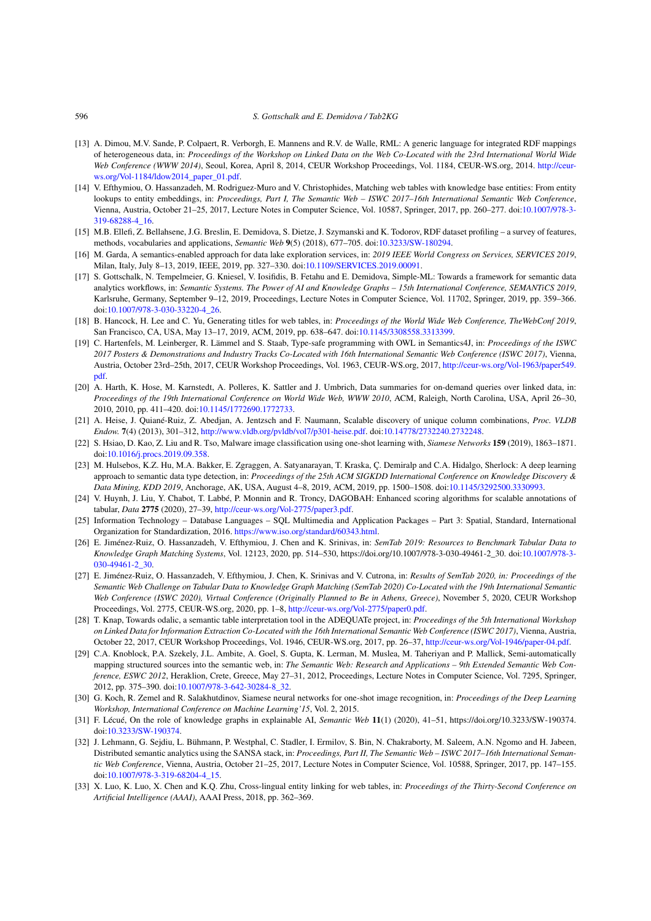[13] A. Dimou, M.V. Sande, P. Colpaert, R. Verborgh, E. Mannens and R.V. de Walle, RML: A generic language for integrated RDF mappings of heterogeneous data, in: *Proceedings of the Workshop on Linked Data on the Web Co-Located with the 23rd International World Wide Web Conference (WWW 2014)*, Seoul, Korea, April 8, 2014, CEUR Workshop Proceedings, Vol. 1184, CEUR-WS.org, 2014. http://ceur-ws.org/Vol-1184/ldow2014_paper_01.pdf.

[14] V. Efthymiou, O. Hassanzadeh, M. Rodriguez-Muro and V. Christophides, Matching web tables with knowledge base entities: From entity lookups to entity embeddings, in: *Proceedings, Part I, The Semantic Web – ISWC 2017–16th International Semantic Web Conference*, Vienna, Austria, October 21–25, 2017, Lecture Notes in Computer Science, Vol. 10587, Springer, 2017, pp. 260–277. doi:10.1007/978-3-319-68288-4_16.

[15] M.B. Ellefi, Z. Bellahsene, J.G. Breslin, E. Demidova, S. Dietze, J. Szymanski and K. Todorov, RDF dataset profiling – a survey of features, methods, vocabularies and applications, *Semantic Web* **9**(5) (2018), 677–705. doi:10.3233/SW-180294.

[16] M. Garda, A semantics-enabled approach for data lake exploration services, in: *2019 IEEE World Congress on Services, SERVICES 2019*, Milan, Italy, July 8–13, 2019, IEEE, 2019, pp. 327–330. doi:10.1109/SERVICES.2019.00091.

[17] S. Gottschalk, N. Tempelmeier, G. Kniesel, V. Iosifidis, B. Fetahu and E. Demidova, Simple-ML: Towards a framework for semantic data analytics workflows, in: *Semantic Systems. The Power of AI and Knowledge Graphs – 15th International Conference, SEMANTiCS 2019*, Karlsruhe, Germany, September 9–12, 2019, Proceedings, Lecture Notes in Computer Science, Vol. 11702, Springer, 2019, pp. 359–366. doi:10.1007/978-3-030-33220-4_26.

[18] B. Hancock, H. Lee and C. Yu, Generating titles for web tables, in: *Proceedings of the World Wide Web Conference, TheWebConf 2019*, San Francisco, CA, USA, May 13–17, 2019, ACM, 2019, pp. 638–647. doi:10.1145/3308558.3313399.

[19] C. Hartenfels, M. Leinberger, R. Lämmel and S. Staab, Type-safe programming with OWL in Semantics4J, in: *Proceedings of the ISWC 2017 Posters & Demonstrations and Industry Tracks Co-Located with 16th International Semantic Web Conference (ISWC 2017)*, Vienna, Austria, October 23rd–25th, 2017, CEUR Workshop Proceedings, Vol. 1963, CEUR-WS.org, 2017, http://ceur-ws.org/Vol-1963/paper549.pdf.

[20] A. Harth, K. Hose, M. Karnstedt, A. Polleres, K. Sattler and J. Umbrich, Data summaries for on-demand queries over linked data, in: *Proceedings of the 19th International Conference on World Wide Web, WWW 2010*, ACM, Raleigh, North Carolina, USA, April 26–30, 2010, 2010, pp. 411–420. doi:10.1145/1772690.1772733.

[21] A. Heise, J. Quiané-Ruiz, Z. Abedjan, A. Jentzsch and F. Naumann, Scalable discovery of unique column combinations, *Proc. VLDB Endow.* **7**(4) (2013), 301–312, http://www.vldb.org/pvldb/vol7/p301-heise.pdf. doi:10.14778/2732240.2732248.

[22] S. Hsiao, D. Kao, Z. Liu and R. Tso, Malware image classification using one-shot learning with, *Siamese Networks* **159** (2019), 1863–1871. doi:10.1016/j.procs.2019.09.358.

[23] M. Hulsebos, K.Z. Hu, M.A. Bakker, E. Zgraggen, A. Satyanarayan, T. Kraska, Ç. Demiralp and C.A. Hidalgo, Sherlock: A deep learning approach to semantic data type detection, in: *Proceedings of the 25th ACM SIGKDD International Conference on Knowledge Discovery & Data Mining, KDD 2019*, Anchorage, AK, USA, August 4–8, 2019, ACM, 2019, pp. 1500–1508. doi:10.1145/3292500.3330993.

[24] V. Huynh, J. Liu, Y. Chabot, T. Labbé, P. Monnin and R. Troncy, DAGOBAH: Enhanced scoring algorithms for scalable annotations of tabular, *Data* **2775** (2020), 27–39, http://ceur-ws.org/Vol-2775/paper3.pdf.

[25] Information Technology – Database Languages – SQL Multimedia and Application Packages – Part 3: Spatial, Standard, International Organization for Standardization, 2016. https://www.iso.org/standard/60343.html.

[26] E. Jiménez-Ruiz, O. Hassanzadeh, V. Efthymiou, J. Chen and K. Srinivas, in: *SemTab 2019: Resources to Benchmark Tabular Data to Knowledge Graph Matching Systems*, Vol. 12123, 2020, pp. 514–530, https://doi.org/10.1007/978-3-030-49461-2_30. doi:10.1007/978-3-030-49461-2_30.

[27] E. Jiménez-Ruiz, O. Hassanzadeh, V. Efthymiou, J. Chen, K. Srinivas and V. Cutrona, in: *Results of SemTab 2020, in: Proceedings of the Semantic Web Challenge on Tabular Data to Knowledge Graph Matching (SemTab 2020) Co-Located with the 19th International Semantic Web Conference (ISWC 2020), Virtual Conference (Originally Planned to Be in Athens, Greece)*, November 5, 2020, CEUR Workshop Proceedings, Vol. 2775, CEUR-WS.org, 2020, pp. 1–8, http://ceur-ws.org/Vol-2775/paper0.pdf.

[28] T. Knap, Towards odalic, a semantic table interpretation tool in the ADEQUATe project, in: *Proceedings of the 5th International Workshop on Linked Data for Information Extraction Co-Located with the 16th International Semantic Web Conference (ISWC 2017)*, Vienna, Austria, October 22, 2017, CEUR Workshop Proceedings, Vol. 1946, CEUR-WS.org, 2017, pp. 26–37, http://ceur-ws.org/Vol-1946/paper-04.pdf.

[29] C.A. Knoblock, P.A. Szekely, J.L. Ambite, A. Goel, S. Gupta, K. Lerman, M. Muslea, M. Taheriyan and P. Mallick, Semi-automatically mapping structured sources into the semantic web, in: *The Semantic Web: Research and Applications – 9th Extended Semantic Web Conference, ESWC 2012*, Heraklion, Crete, Greece, May 27–31, 2012, Proceedings, Lecture Notes in Computer Science, Vol. 7295, Springer, 2012, pp. 375–390. doi:10.1007/978-3-642-30284-8_32.

[30] G. Koch, R. Zemel and R. Salakhutdinov, Siamese neural networks for one-shot image recognition, in: *Proceedings of the Deep Learning Workshop, International Conference on Machine Learning'15*, Vol. 2, 2015.

[31] F. Lécué, On the role of knowledge graphs in explainable AI, *Semantic Web* **11**(1) (2020), 41–51, https://doi.org/10.3233/SW-190374. doi:10.3233/SW-190374.

[32] J. Lehmann, G. Sejdiu, L. Bühmann, P. Westphal, C. Stadler, I. Ermilov, S. Bin, N. Chakraborty, M. Saleem, A.N. Ngomo and H. Jabeen, Distributed semantic analytics using the SANSA stack, in: *Proceedings, Part II, The Semantic Web – ISWC 2017–16th International Semantic Web Conference*, Vienna, Austria, October 21–25, 2017, Lecture Notes in Computer Science, Vol. 10588, Springer, 2017, pp. 147–155. doi:10.1007/978-3-319-68204-4_15.

[33] X. Luo, K. Luo, X. Chen and K.Q. Zhu, Cross-lingual entity linking for web tables, in: *Proceedings of the Thirty-Second Conference on Artificial Intelligence (AAAI)*, AAAI Press, 2018, pp. 362–369.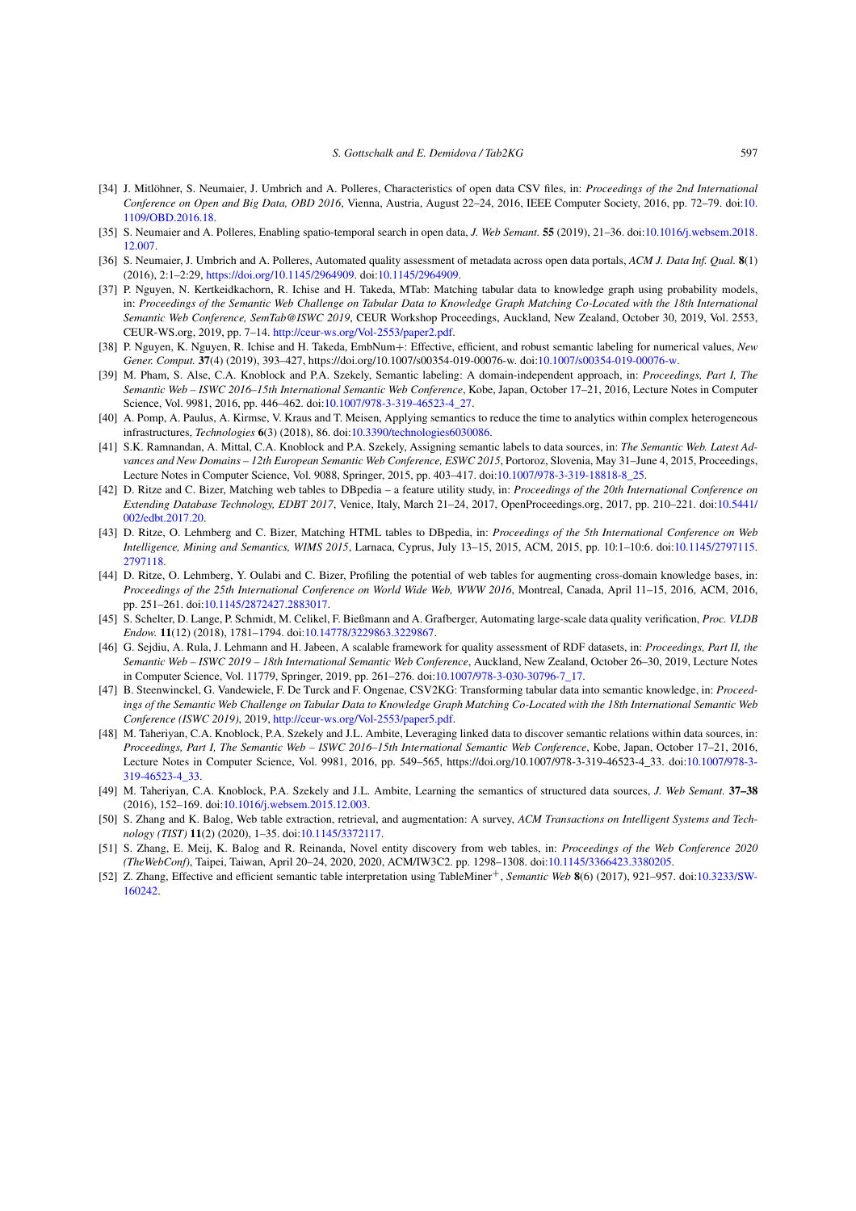[34] J. Mitlöhner, S. Neumaier, J. Umbrich and A. Polleres, Characteristics of open data CSV files, in: *Proceedings of the 2nd International Conference on Open and Big Data, OBD 2016*, Vienna, Austria, August 22–24, 2016, IEEE Computer Society, 2016, pp. 72–79. doi:10.1109/OBD.2016.18.

[35] S. Neumaier and A. Polleres, Enabling spatio-temporal search in open data, *J. Web Semant.* **55** (2019), 21–36. doi:10.1016/j.websem.2018.12.007.

[36] S. Neumaier, J. Umbrich and A. Polleres, Automated quality assessment of metadata across open data portals, *ACM J. Data Inf. Qual.* **8**(1) (2016), 2:1–2:29, https://doi.org/10.1145/2964909. doi:10.1145/2964909.

[37] P. Nguyen, N. Kertkeidkachorn, R. Ichise and H. Takeda, MTab: Matching tabular data to knowledge graph using probability models, in: *Proceedings of the Semantic Web Challenge on Tabular Data to Knowledge Graph Matching Co-Located with the 18th International Semantic Web Conference, SemTab@ISWC 2019*, CEUR Workshop Proceedings, Auckland, New Zealand, October 30, 2019, Vol. 2553, CEUR-WS.org, 2019, pp. 7–14. http://ceur-ws.org/Vol-2553/paper2.pdf.

[38] P. Nguyen, K. Nguyen, R. Ichise and H. Takeda, EmbNum+: Effective, efficient, and robust semantic labeling for numerical values, *New Gener. Comput.* **37**(4) (2019), 393–427, https://doi.org/10.1007/s00354-019-00076-w. doi:10.1007/s00354-019-00076-w.

[39] M. Pham, S. Alse, C.A. Knoblock and P.A. Szekely, Semantic labeling: A domain-independent approach, in: *Proceedings, Part I, The Semantic Web – ISWC 2016–15th International Semantic Web Conference*, Kobe, Japan, October 17–21, 2016, Lecture Notes in Computer Science, Vol. 9981, 2016, pp. 446–462. doi:10.1007/978-3-319-46523-4_27.

[40] A. Pomp, A. Paulus, A. Kirmse, V. Kraus and T. Meisen, Applying semantics to reduce the time to analytics within complex heterogeneous infrastructures, *Technologies* **6**(3) (2018), 86. doi:10.3390/technologies6030086.

[41] S.K. Ramnandan, A. Mittal, C.A. Knoblock and P.A. Szekely, Assigning semantic labels to data sources, in: *The Semantic Web. Latest Advances and New Domains – 12th European Semantic Web Conference, ESWC 2015*, Portoroz, Slovenia, May 31–June 4, 2015, Proceedings, Lecture Notes in Computer Science, Vol. 9088, Springer, 2015, pp. 403–417. doi:10.1007/978-3-319-18818-8_25.

[42] D. Ritze and C. Bizer, Matching web tables to DBpedia – a feature utility study, in: *Proceedings of the 20th International Conference on Extending Database Technology, EDBT 2017*, Venice, Italy, March 21–24, 2017, OpenProceedings.org, 2017, pp. 210–221. doi:10.5441/002/edbt.2017.20.

[43] D. Ritze, O. Lehmberg and C. Bizer, Matching HTML tables to DBpedia, in: *Proceedings of the 5th International Conference on Web Intelligence, Mining and Semantics, WIMS 2015*, Larnaca, Cyprus, July 13–15, 2015, ACM, 2015, pp. 10:1–10:6. doi:10.1145/2797115.2797118.

[44] D. Ritze, O. Lehmberg, Y. Oulabi and C. Bizer, Profiling the potential of web tables for augmenting cross-domain knowledge bases, in: *Proceedings of the 25th International Conference on World Wide Web, WWW 2016*, Montreal, Canada, April 11–15, 2016, ACM, 2016, pp. 251–261. doi:10.1145/2872427.2883017.

[45] S. Schelter, D. Lange, P. Schmidt, M. Celikel, F. Bießmann and A. Grafberger, Automating large-scale data quality verification, *Proc. VLDB Endow.* **11**(12) (2018), 1781–1794. doi:10.14778/3229863.3229867.

[46] G. Sejdiu, A. Rula, J. Lehmann and H. Jabeen, A scalable framework for quality assessment of RDF datasets, in: *Proceedings, Part II, the Semantic Web – ISWC 2019 – 18th International Semantic Web Conference*, Auckland, New Zealand, October 26–30, 2019, Lecture Notes in Computer Science, Vol. 11779, Springer, 2019, pp. 261–276. doi:10.1007/978-3-030-30796-7_17.

[47] B. Steenwinckel, G. Vandewiele, F. De Turck and F. Ongenae, CSV2KG: Transforming tabular data into semantic knowledge, in: *Proceedings of the Semantic Web Challenge on Tabular Data to Knowledge Graph Matching Co-Located with the 18th International Semantic Web Conference (ISWC 2019)*, 2019, http://ceur-ws.org/Vol-2553/paper5.pdf.

[48] M. Taheriyan, C.A. Knoblock, P.A. Szekely and J.L. Ambite, Leveraging linked data to discover semantic relations within data sources, in: *Proceedings, Part I, The Semantic Web – ISWC 2016–15th International Semantic Web Conference*, Kobe, Japan, October 17–21, 2016, Lecture Notes in Computer Science, Vol. 9981, 2016, pp. 549–565, https://doi.org/10.1007/978-3-319-46523-4_33. doi:10.1007/978-3-319-46523-4_33.

[49] M. Taheriyan, C.A. Knoblock, P.A. Szekely and J.L. Ambite, Learning the semantics of structured data sources, *J. Web Semant.* **37–38** (2016), 152–169. doi:10.1016/j.websem.2015.12.003.

[50] S. Zhang and K. Balog, Web table extraction, retrieval, and augmentation: A survey, *ACM Transactions on Intelligent Systems and Technology (TIST)* **11**(2) (2020), 1–35. doi:10.1145/3372117.

[51] S. Zhang, E. Meij, K. Balog and R. Reinanda, Novel entity discovery from web tables, in: *Proceedings of the Web Conference 2020 (TheWebConf)*, Taipei, Taiwan, April 20–24, 2020, 2020, ACM/IW3C2. pp. 1298–1308. doi:10.1145/3366423.3380205.

[52] Z. Zhang, Effective and efficient semantic table interpretation using TableMiner$^{+}$, *Semantic Web* **8**(6) (2017), 921–957. doi:10.3233/SW-160242.